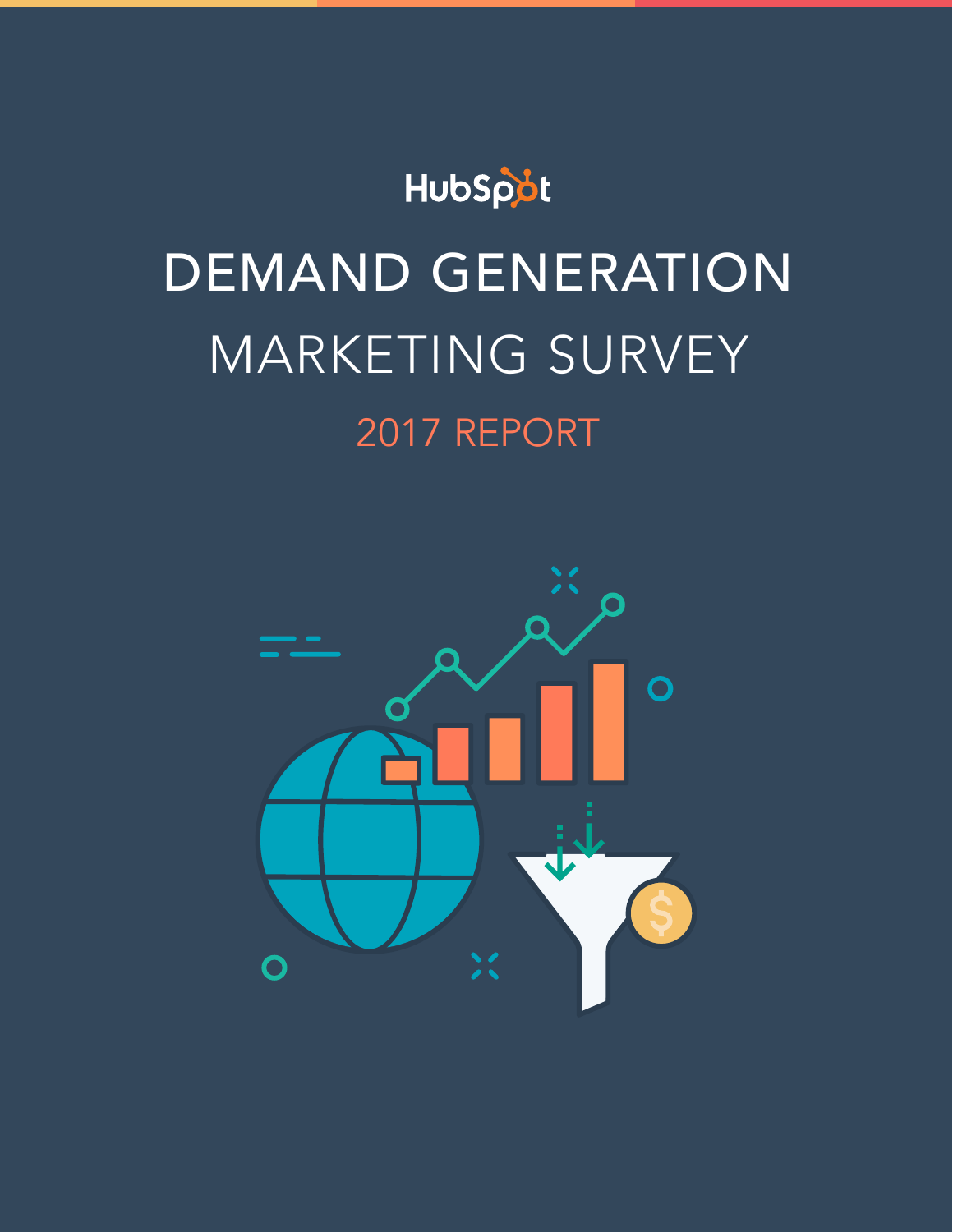HubSpot

# DEMAND GENERATION

## MARKETING SURVEY

### 2017 REPORT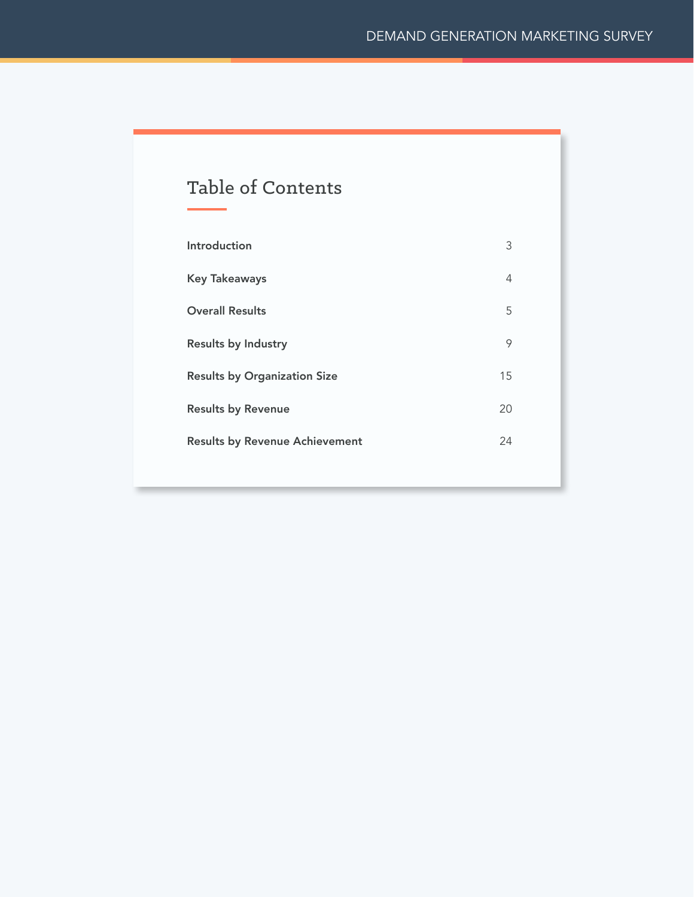## Table of Contents

| | |
|---|---|
| **Introduction** | 3 |
| **Key Takeaways** | 4 |
| **Overall Results** | 5 |
| **Results by Industry** | 9 |
| **Results by Organization Size** | 15 |
| **Results by Revenue** | 20 |
| **Results by Revenue Achievement** | 24 |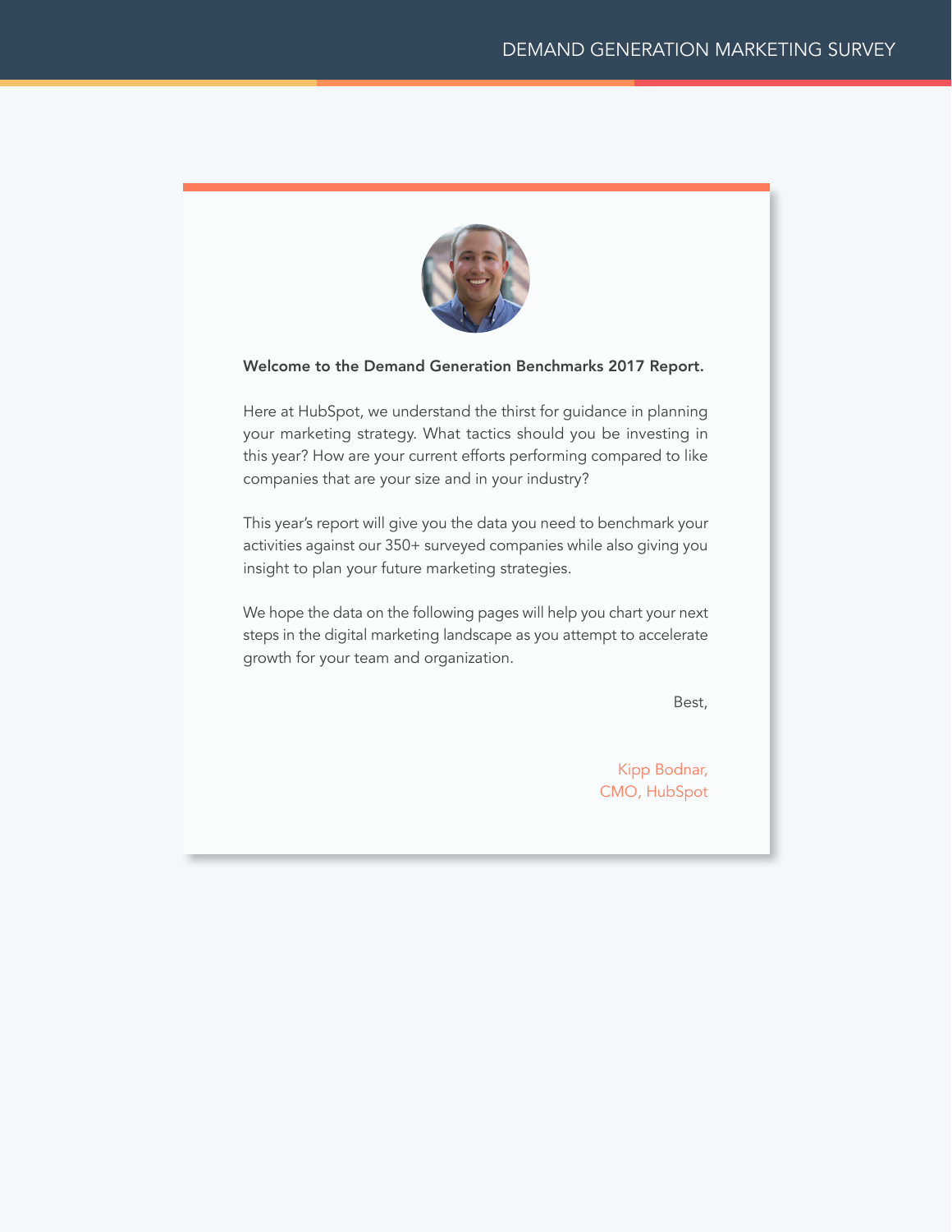**Welcome to the Demand Generation Benchmarks 2017 Report.**

Here at HubSpot, we understand the thirst for guidance in planning your marketing strategy. What tactics should you be investing in this year? How are your current efforts performing compared to like companies that are your size and in your industry?

This year's report will give you the data you need to benchmark your activities against our 350+ surveyed companies while also giving you insight to plan your future marketing strategies.

We hope the data on the following pages will help you chart your next steps in the digital marketing landscape as you attempt to accelerate growth for your team and organization.

Best,

Kipp Bodnar,
CMO, HubSpot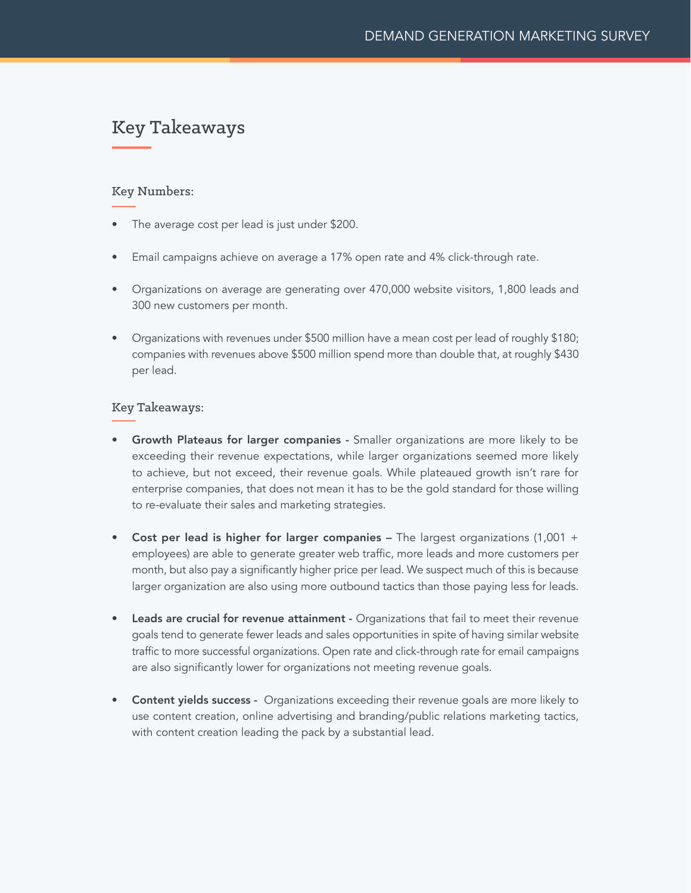# Key Takeaways

### Key Numbers:

- The average cost per lead is just under $200.
- Email campaigns achieve on average a 17% open rate and 4% click-through rate.
- Organizations on average are generating over 470,000 website visitors, 1,800 leads and 300 new customers per month.
- Organizations with revenues under $500 million have a mean cost per lead of roughly $180; companies with revenues above $500 million spend more than double that, at roughly $430 per lead.

### Key Takeaways:

- **Growth Plateaus for larger companies -** Smaller organizations are more likely to be exceeding their revenue expectations, while larger organizations seemed more likely to achieve, but not exceed, their revenue goals. While plateaued growth isn't rare for enterprise companies, that does not mean it has to be the gold standard for those willing to re-evaluate their sales and marketing strategies.
- **Cost per lead is higher for larger companies –** The largest organizations (1,001 + employees) are able to generate greater web traffic, more leads and more customers per month, but also pay a significantly higher price per lead. We suspect much of this is because larger organization are also using more outbound tactics than those paying less for leads.
- **Leads are crucial for revenue attainment -** Organizations that fail to meet their revenue goals tend to generate fewer leads and sales opportunities in spite of having similar website traffic to more successful organizations. Open rate and click-through rate for email campaigns are also significantly lower for organizations not meeting revenue goals.
- **Content yields success -** Organizations exceeding their revenue goals are more likely to use content creation, online advertising and branding/public relations marketing tactics, with content creation leading the pack by a substantial lead.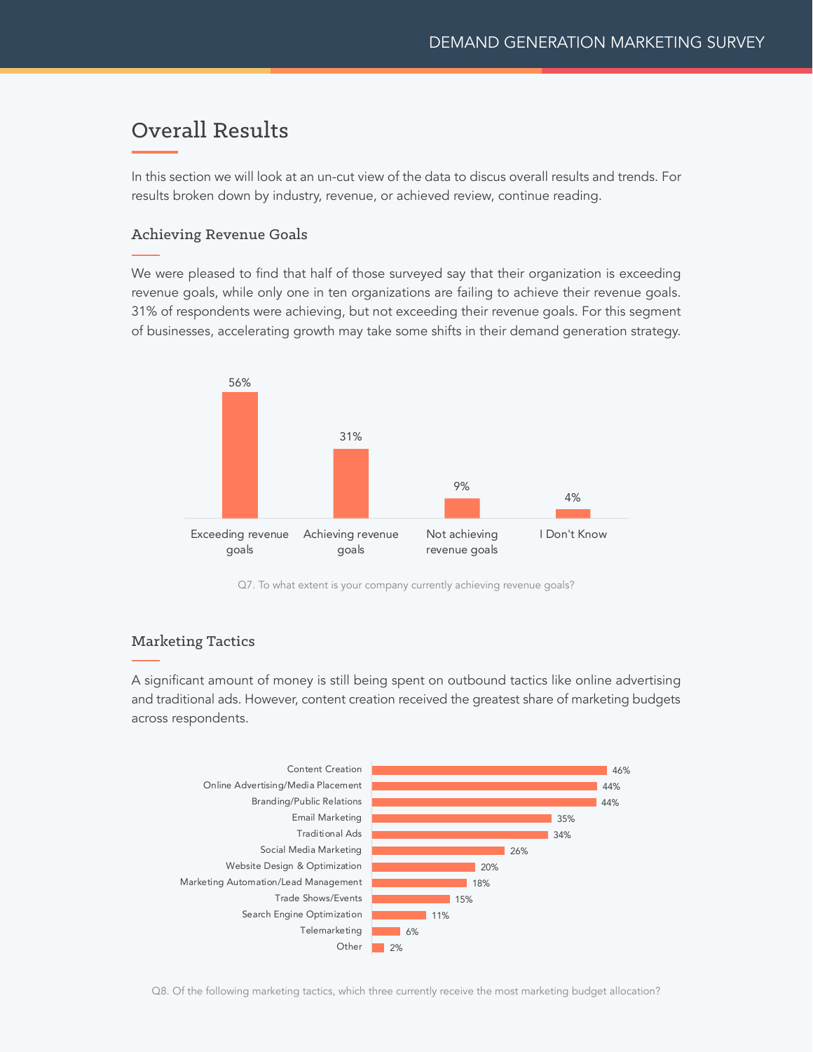# Overall Results

In this section we will look at an un-cut view of the data to discus overall results and trends. For results broken down by industry, revenue, or achieved review, continue reading.

## Achieving Revenue Goals

We were pleased to find that half of those surveyed say that their organization is exceeding revenue goals, while only one in ten organizations are failing to achieve their revenue goals. 31% of respondents were achieving, but not exceeding their revenue goals. For this segment of businesses, accelerating growth may take some shifts in their demand generation strategy.

| Response | Percentage |
| --- | --- |
| Exceeding revenue goals | 56% |
| Achieving revenue goals | 31% |
| Not achieving revenue goals | 9% |
| I Don't Know | 4% |

Q7. To what extent is your company currently achieving revenue goals?

## Marketing Tactics

A significant amount of money is still being spent on outbound tactics like online advertising and traditional ads. However, content creation received the greatest share of marketing budgets across respondents.

| Tactic | Percentage |
| --- | --- |
| Content Creation | 46% |
| Online Advertising/Media Placement | 44% |
| Branding/Public Relations | 44% |
| Email Marketing | 35% |
| Traditional Ads | 34% |
| Social Media Marketing | 26% |
| Website Design & Optimization | 20% |
| Marketing Automation/Lead Management | 18% |
| Trade Shows/Events | 15% |
| Search Engine Optimization | 11% |
| Telemarketing | 6% |
| Other | 2% |

Q8. Of the following marketing tactics, which three currently receive the most marketing budget allocation?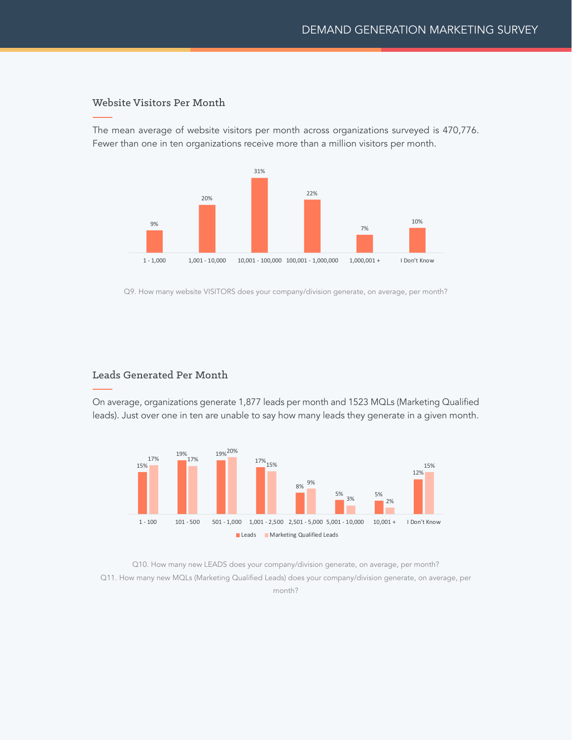## Website Visitors Per Month

The mean average of website visitors per month across organizations surveyed is 470,776. Fewer than one in ten organizations receive more than a million visitors per month.

| 1 - 1,000 | 1,001 - 10,000 | 10,001 - 100,000 | 100,001 - 1,000,000 | 1,000,001 + | I Don't Know |
|---|---|---|---|---|---|
| 9% | 20% | 31% | 22% | 7% | 10% |

Q9. How many website VISITORS does your company/division generate, on average, per month?

## Leads Generated Per Month

On average, organizations generate 1,877 leads per month and 1523 MQLs (Marketing Qualified leads). Just over one in ten are unable to say how many leads they generate in a given month.

| | 1 - 100 | 101 - 500 | 501 - 1,000 | 1,001 - 2,500 | 2,501 - 5,000 | 5,001 - 10,000 | 10,001 + | I Don't Know |
|---|---|---|---|---|---|---|---|---|
| Leads | 15% | 19% | 19% | 17% | 8% | 5% | 5% | 12% |
| Marketing Qualified Leads | 17% | 17% | 20% | 15% | 9% | 3% | 2% | 15% |

Q10. How many new LEADS does your company/division generate, on average, per month?
Q11. How many new MQLs (Marketing Qualified Leads) does your company/division generate, on average, per month?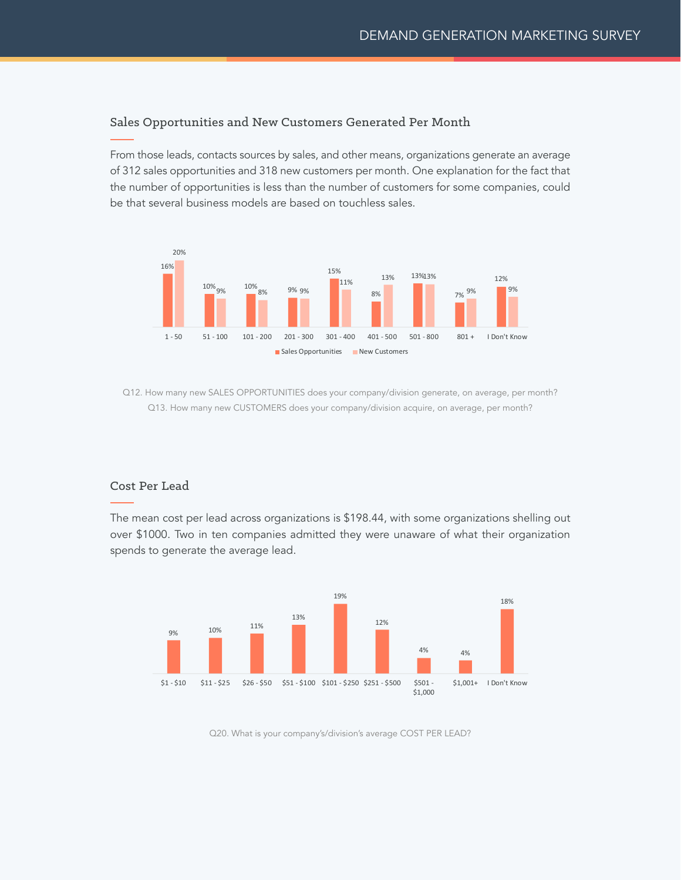## Sales Opportunities and New Customers Generated Per Month

From those leads, contacts sources by sales, and other means, organizations generate an average of 312 sales opportunities and 318 new customers per month. One explanation for the fact that the number of opportunities is less than the number of customers for some companies, could be that several business models are based on touchless sales.

| | 1 - 50 | 51 - 100 | 101 - 200 | 201 - 300 | 301 - 400 | 401 - 500 | 501 - 800 | 801 + | I Don't Know |
|---|---|---|---|---|---|---|---|---|---|
| Sales Opportunities | 16% | 10% | 10% | 9% | 15% | 8% | 13% | 7% | 12% |
| New Customers | 20% | 9% | 8% | 9% | 11% | 13% | 13% | 9% | 9% |

Q12. How many new SALES OPPORTUNITIES does your company/division generate, on average, per month?

Q13. How many new CUSTOMERS does your company/division acquire, on average, per month?

## Cost Per Lead

The mean cost per lead across organizations is $198.44, with some organizations shelling out over $1000. Two in ten companies admitted they were unaware of what their organization spends to generate the average lead.

| $1 - $10 | $11 - $25 | $26 - $50 | $51 - $100 | $101 - $250 | $251 - $500 | $501 - $1,000 | $1,001+ | I Don't Know |
|---|---|---|---|---|---|---|---|---|
| 9% | 10% | 11% | 13% | 19% | 12% | 4% | 4% | 18% |

Q20. What is your company's/division's average COST PER LEAD?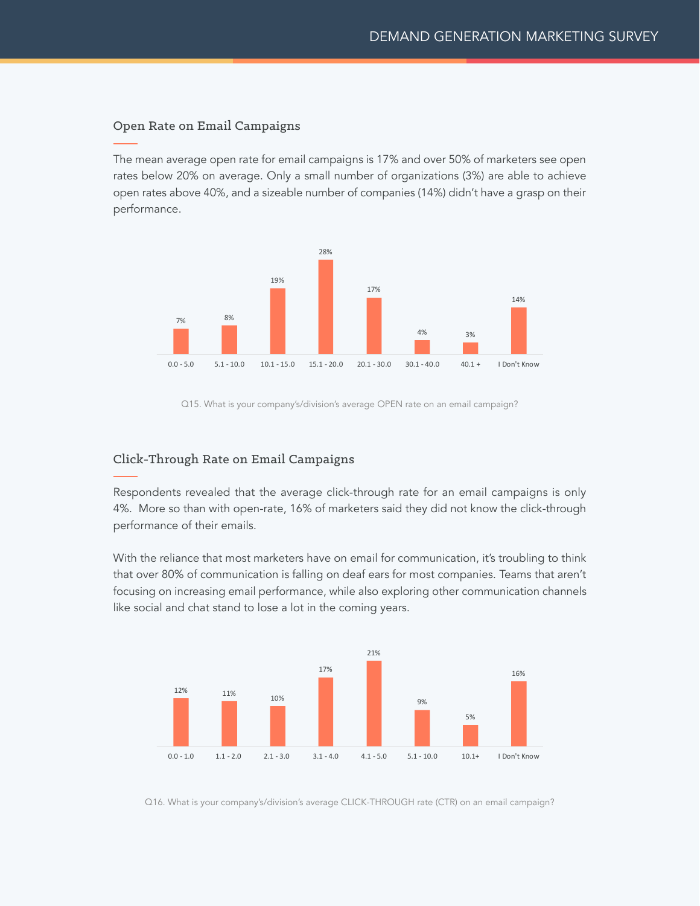## Open Rate on Email Campaigns

The mean average open rate for email campaigns is 17% and over 50% of marketers see open rates below 20% on average. Only a small number of organizations (3%) are able to achieve open rates above 40%, and a sizeable number of companies (14%) didn't have a grasp on their performance.

| 0.0 - 5.0 | 5.1 - 10.0 | 10.1 - 15.0 | 15.1 - 20.0 | 20.1 - 30.0 | 30.1 - 40.0 | 40.1 + | I Don't Know |
|---|---|---|---|---|---|---|---|
| 7% | 8% | 19% | 28% | 17% | 4% | 3% | 14% |

Q15. What is your company's/division's average OPEN rate on an email campaign?

## Click-Through Rate on Email Campaigns

Respondents revealed that the average click-through rate for an email campaigns is only 4%. More so than with open-rate, 16% of marketers said they did not know the click-through performance of their emails.

With the reliance that most marketers have on email for communication, it's troubling to think that over 80% of communication is falling on deaf ears for most companies. Teams that aren't focusing on increasing email performance, while also exploring other communication channels like social and chat stand to lose a lot in the coming years.

| 0.0 - 1.0 | 1.1 - 2.0 | 2.1 - 3.0 | 3.1 - 4.0 | 4.1 - 5.0 | 5.1 - 10.0 | 10.1+ | I Don't Know |
|---|---|---|---|---|---|---|---|
| 12% | 11% | 10% | 17% | 21% | 9% | 5% | 16% |

Q16. What is your company's/division's average CLICK-THROUGH rate (CTR) on an email campaign?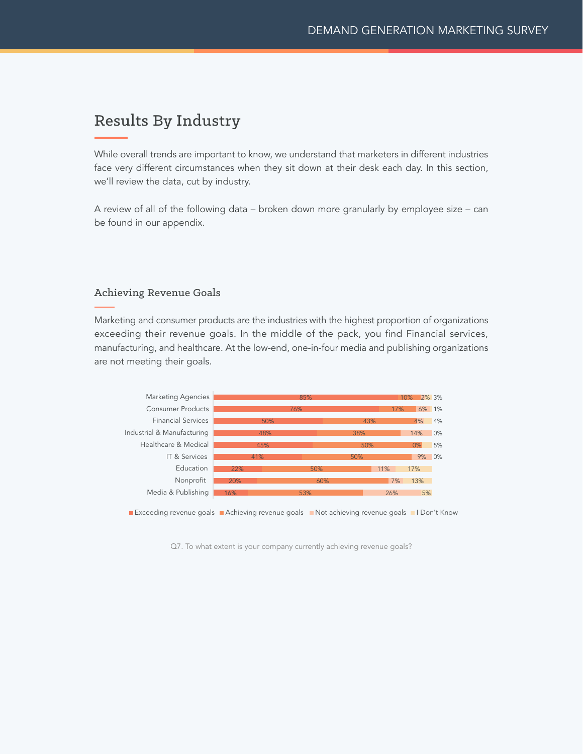# Results By Industry

While overall trends are important to know, we understand that marketers in different industries face very different circumstances when they sit down at their desk each day. In this section, we'll review the data, cut by industry.

A review of all of the following data – broken down more granularly by employee size – can be found in our appendix.

## Achieving Revenue Goals

Marketing and consumer products are the industries with the highest proportion of organizations exceeding their revenue goals. In the middle of the pack, you find Financial services, manufacturing, and healthcare. At the low-end, one-in-four media and publishing organizations are not meeting their goals.

| Industry | Exceeding revenue goals | Achieving revenue goals | Not achieving revenue goals | I Don't Know |
|---|---|---|---|---|
| Marketing Agencies | 85% | 10% | 2% | 3% |
| Consumer Products | 76% | 17% | 6% | 1% |
| Financial Services | 50% | 43% | 4% | 4% |
| Industrial & Manufacturing | 48% | 38% | 14% | 0% |
| Healthcare & Medical | 45% | 50% | 0% | 5% |
| IT & Services | 41% | 50% | 9% | 0% |
| Education | 22% | 50% | 11% | 17% |
| Nonprofit | 20% | 60% | 7% | 13% |
| Media & Publishing | 16% | 53% | 26% | 5% |

Q7. To what extent is your company currently achieving revenue goals?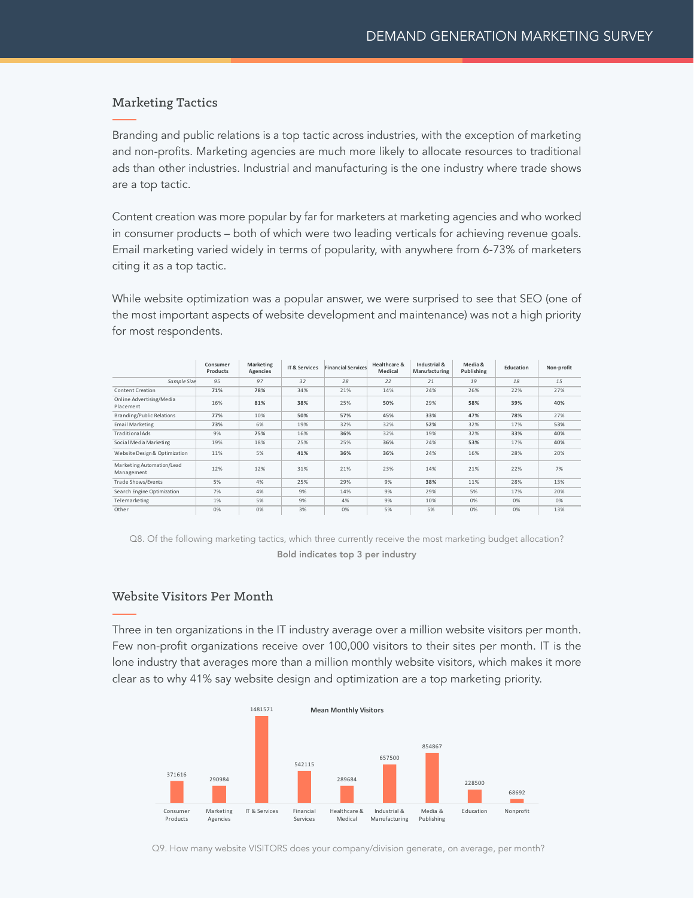## Marketing Tactics

Branding and public relations is a top tactic across industries, with the exception of marketing and non-profits. Marketing agencies are much more likely to allocate resources to traditional ads than other industries. Industrial and manufacturing is the one industry where trade shows are a top tactic.

Content creation was more popular by far for marketers at marketing agencies and who worked in consumer products – both of which were two leading verticals for achieving revenue goals. Email marketing varied widely in terms of popularity, with anywhere from 6-73% of marketers citing it as a top tactic.

While website optimization was a popular answer, we were surprised to see that SEO (one of the most important aspects of website development and maintenance) was not a high priority for most respondents.

| | Consumer Products | Marketing Agencies | IT & Services | Financial Services | Healthcare & Medical | Industrial & Manufacturing | Media & Publishing | Education | Non-profit |
|---|---|---|---|---|---|---|---|---|---|
| *Sample Size* | *95* | *97* | *32* | *28* | *22* | *21* | *19* | *18* | *15* |
| Content Creation | **71%** | **78%** | 34% | 21% | 14% | 24% | 26% | 22% | 27% |
| Online Advertising/Media Placement | 16% | **81%** | **38%** | 25% | **50%** | 29% | **58%** | **39%** | **40%** |
| Branding/Public Relations | **77%** | 10% | **50%** | **57%** | **45%** | **33%** | **47%** | **78%** | 27% |
| Email Marketing | **73%** | 6% | 19% | 32% | 32% | **52%** | 32% | 17% | **53%** |
| Traditional Ads | 9% | **75%** | 16% | **36%** | 32% | 19% | 32% | **33%** | **40%** |
| Social Media Marketing | 19% | 18% | 25% | 25% | **36%** | 24% | **53%** | 17% | **40%** |
| Website Design & Optimization | 11% | 5% | **41%** | **36%** | **36%** | 24% | 16% | 28% | 20% |
| Marketing Automation/Lead Management | 12% | 12% | 31% | 21% | 23% | 14% | 21% | 22% | 7% |
| Trade Shows/Events | 5% | 4% | 25% | 29% | 9% | **38%** | 11% | 28% | 13% |
| Search Engine Optimization | 7% | 4% | 9% | 14% | 9% | 29% | 5% | 17% | 20% |
| Telemarketing | 1% | 5% | 9% | 4% | 9% | 10% | 0% | 0% | 0% |
| Other | 0% | 0% | 3% | 0% | 5% | 5% | 0% | 0% | 13% |

Q8. Of the following marketing tactics, which three currently receive the most marketing budget allocation?
**Bold indicates top 3 per industry**

## Website Visitors Per Month

Three in ten organizations in the IT industry average over a million website visitors per month. Few non-profit organizations receive over 100,000 visitors to their sites per month. IT is the lone industry that averages more than a million monthly website visitors, which makes it more clear as to why 41% say website design and optimization are a top marketing priority.

**Mean Monthly Visitors**

| Industry | Mean Monthly Visitors |
|---|---|
| Consumer Products | 371616 |
| Marketing Agencies | 290984 |
| IT & Services | 1481571 |
| Financial Services | 542115 |
| Healthcare & Medical | 289684 |
| Industrial & Manufacturing | 657500 |
| Media & Publishing | 854867 |
| Education | 228500 |
| Nonprofit | 68692 |

Q9. How many website VISITORS does your company/division generate, on average, per month?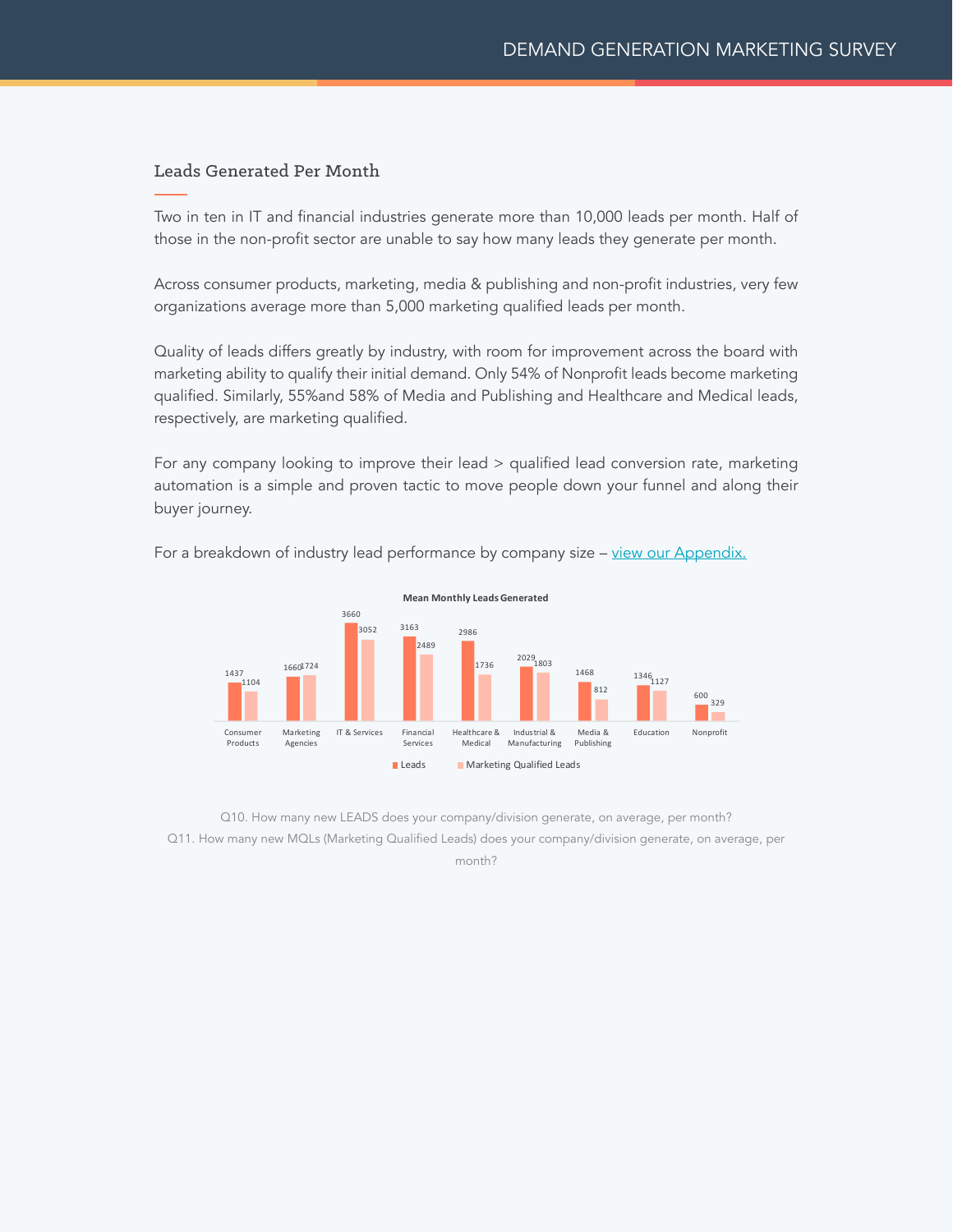## Leads Generated Per Month

Two in ten in IT and financial industries generate more than 10,000 leads per month. Half of those in the non-profit sector are unable to say how many leads they generate per month.

Across consumer products, marketing, media & publishing and non-profit industries, very few organizations average more than 5,000 marketing qualified leads per month.

Quality of leads differs greatly by industry, with room for improvement across the board with marketing ability to qualify their initial demand. Only 54% of Nonprofit leads become marketing qualified. Similarly, 55%and 58% of Media and Publishing and Healthcare and Medical leads, respectively, are marketing qualified.

For any company looking to improve their lead > qualified lead conversion rate, marketing automation is a simple and proven tactic to move people down your funnel and along their buyer journey.

For a breakdown of industry lead performance by company size – view our Appendix.

**Mean Monthly Leads Generated**

| Industry | Leads | Marketing Qualified Leads |
|---|---|---|
| Consumer Products | 1437 | 1104 |
| Marketing Agencies | 1660 | 1724 |
| IT & Services | 3660 | 3052 |
| Financial Services | 3163 | 2489 |
| Healthcare & Medical | 2986 | 1736 |
| Industrial & Manufacturing | 2029 | 1803 |
| Media & Publishing | 1468 | 812 |
| Education | 1346 | 1127 |
| Nonprofit | 600 | 329 |

Q10. How many new LEADS does your company/division generate, on average, per month?
Q11. How many new MQLs (Marketing Qualified Leads) does your company/division generate, on average, per month?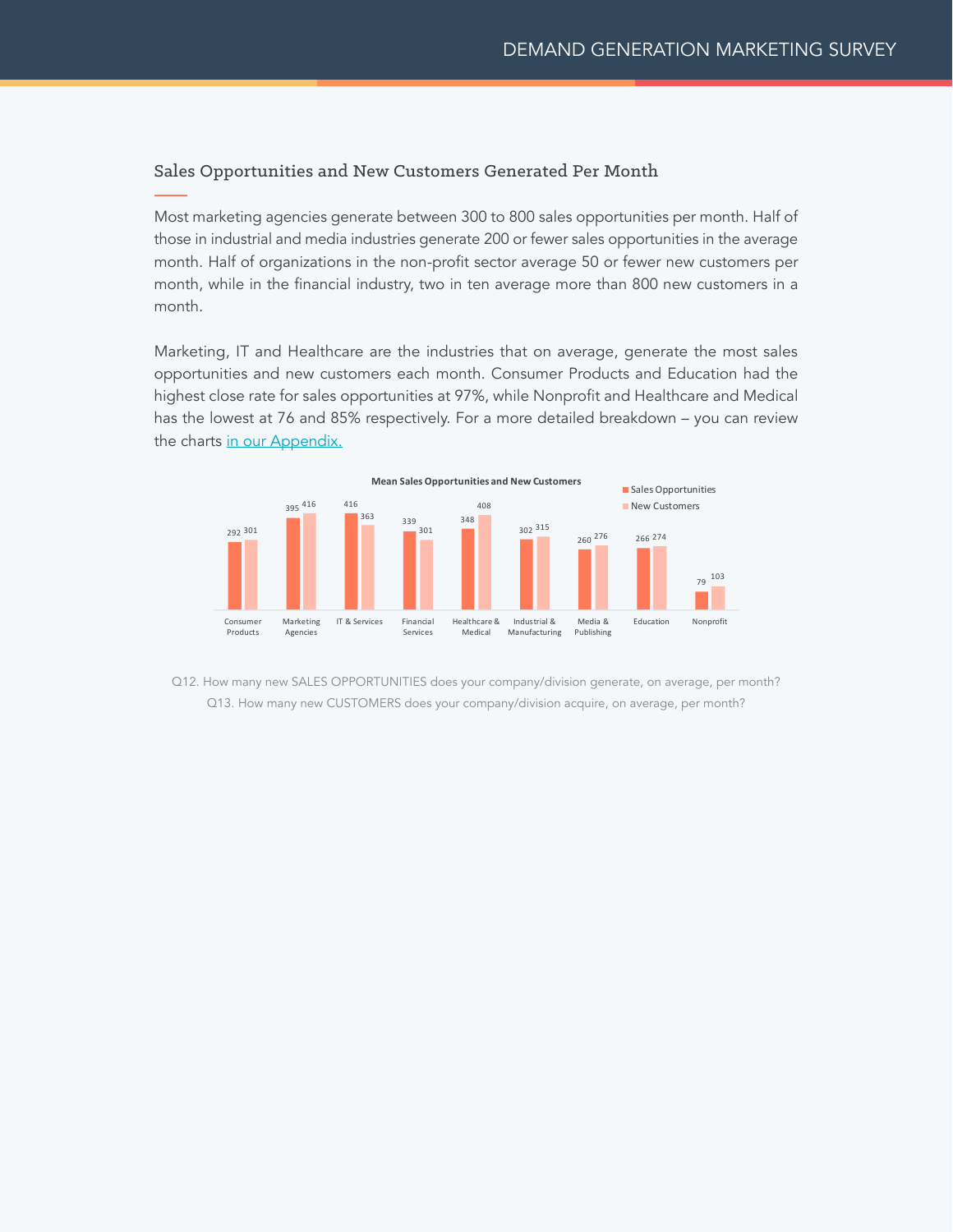## Sales Opportunities and New Customers Generated Per Month

Most marketing agencies generate between 300 to 800 sales opportunities per month. Half of those in industrial and media industries generate 200 or fewer sales opportunities in the average month. Half of organizations in the non-profit sector average 50 or fewer new customers per month, while in the financial industry, two in ten average more than 800 new customers in a month.

Marketing, IT and Healthcare are the industries that on average, generate the most sales opportunities and new customers each month. Consumer Products and Education had the highest close rate for sales opportunities at 97%, while Nonprofit and Healthcare and Medical has the lowest at 76 and 85% respectively. For a more detailed breakdown – you can review the charts [in our Appendix.]()

**Mean Sales Opportunities and New Customers**

| Industry | Sales Opportunities | New Customers |
|---|---|---|
| Consumer Products | 292 | 301 |
| Marketing Agencies | 395 | 416 |
| IT & Services | 416 | 363 |
| Financial Services | 339 | 301 |
| Healthcare & Medical | 348 | 408 |
| Industrial & Manufacturing | 302 | 315 |
| Media & Publishing | 260 | 276 |
| Education | 266 | 274 |
| Nonprofit | 79 | 103 |

Q12. How many new SALES OPPORTUNITIES does your company/division generate, on average, per month?
Q13. How many new CUSTOMERS does your company/division acquire, on average, per month?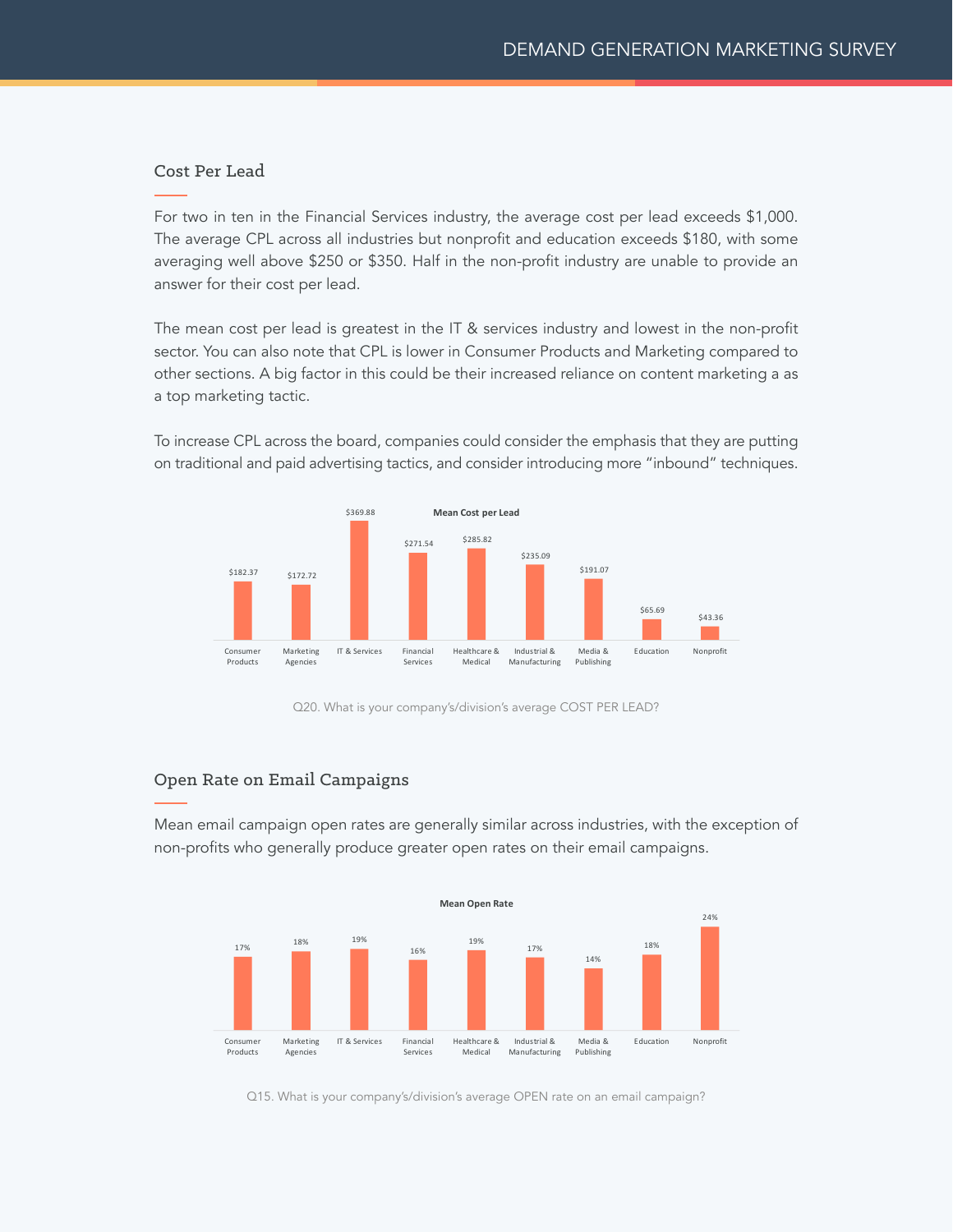## Cost Per Lead

For two in ten in the Financial Services industry, the average cost per lead exceeds $1,000. The average CPL across all industries but nonprofit and education exceeds $180, with some averaging well above $250 or $350. Half in the non-profit industry are unable to provide an answer for their cost per lead.

The mean cost per lead is greatest in the IT & services industry and lowest in the non-profit sector. You can also note that CPL is lower in Consumer Products and Marketing compared to other sections. A big factor in this could be their increased reliance on content marketing a as a top marketing tactic.

To increase CPL across the board, companies could consider the emphasis that they are putting on traditional and paid advertising tactics, and consider introducing more "inbound" techniques.

**Mean Cost per Lead**

| Industry | Mean Cost per Lead |
|---|---|
| Consumer Products | $182.37 |
| Marketing Agencies | $172.72 |
| IT & Services | $369.88 |
| Financial Services | $271.54 |
| Healthcare & Medical | $285.82 |
| Industrial & Manufacturing | $235.09 |
| Media & Publishing | $191.07 |
| Education | $65.69 |
| Nonprofit | $43.36 |

Q20. What is your company's/division's average COST PER LEAD?

## Open Rate on Email Campaigns

Mean email campaign open rates are generally similar across industries, with the exception of non-profits who generally produce greater open rates on their email campaigns.

**Mean Open Rate**

| Industry | Mean Open Rate |
|---|---|
| Consumer Products | 17% |
| Marketing Agencies | 18% |
| IT & Services | 19% |
| Financial Services | 16% |
| Healthcare & Medical | 19% |
| Industrial & Manufacturing | 17% |
| Media & Publishing | 14% |
| Education | 18% |
| Nonprofit | 24% |

Q15. What is your company's/division's average OPEN rate on an email campaign?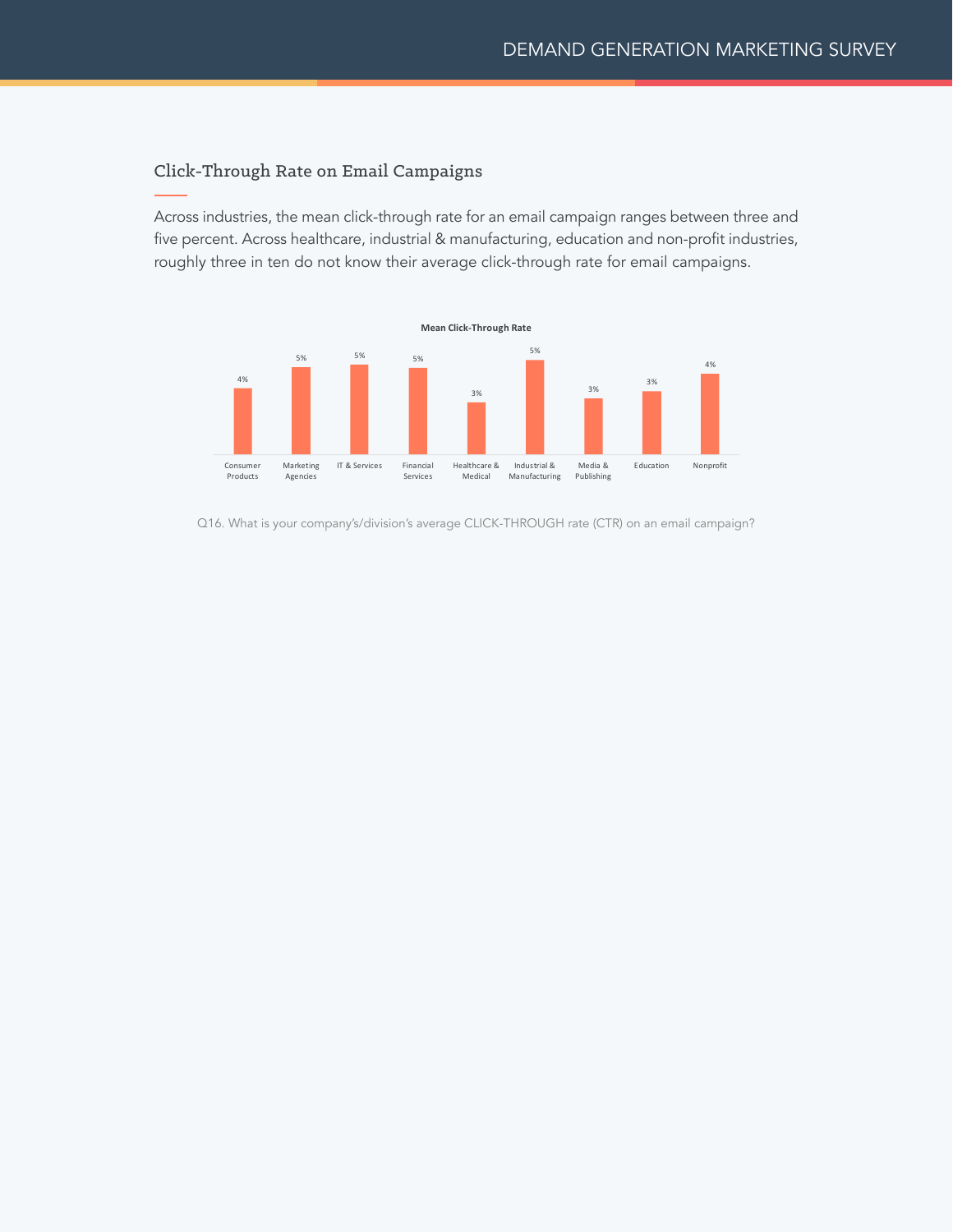## Click-Through Rate on Email Campaigns

Across industries, the mean click-through rate for an email campaign ranges between three and five percent. Across healthcare, industrial & manufacturing, education and non-profit industries, roughly three in ten do not know their average click-through rate for email campaigns.

**Mean Click-Through Rate**

| Industry | Mean Click-Through Rate |
|---|---|
| Consumer Products | 4% |
| Marketing Agencies | 5% |
| IT & Services | 5% |
| Financial Services | 5% |
| Healthcare & Medical | 3% |
| Industrial & Manufacturing | 5% |
| Media & Publishing | 3% |
| Education | 3% |
| Nonprofit | 4% |

Q16. What is your company's/division's average CLICK-THROUGH rate (CTR) on an email campaign?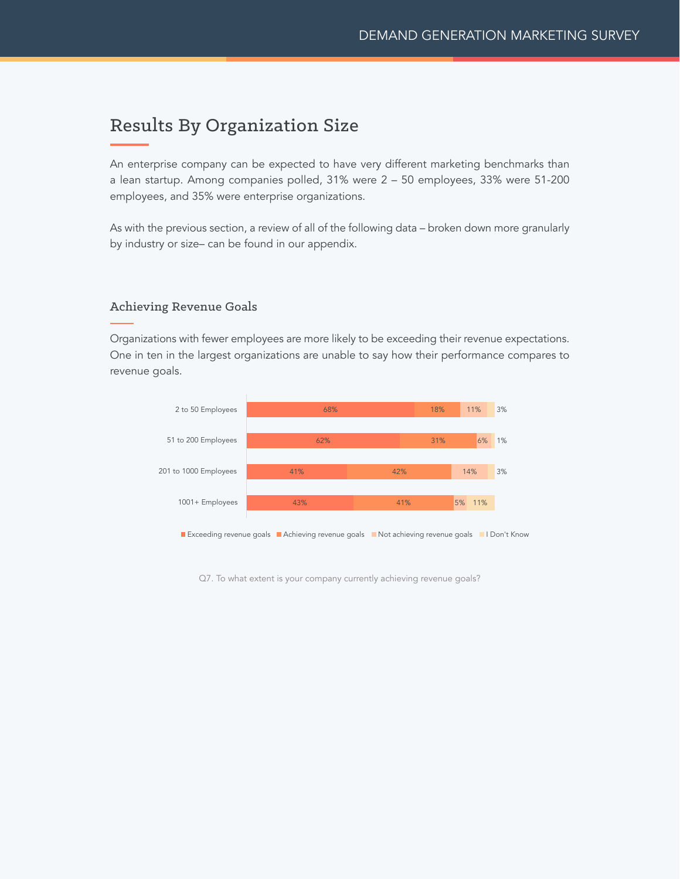## Results By Organization Size

An enterprise company can be expected to have very different marketing benchmarks than a lean startup. Among companies polled, 31% were 2 – 50 employees, 33% were 51-200 employees, and 35% were enterprise organizations.

As with the previous section, a review of all of the following data – broken down more granularly by industry or size– can be found in our appendix.

### Achieving Revenue Goals

Organizations with fewer employees are more likely to be exceeding their revenue expectations. One in ten in the largest organizations are unable to say how their performance compares to revenue goals.

| | Exceeding revenue goals | Achieving revenue goals | Not achieving revenue goals | I Don't Know |
|---|---|---|---|---|
| 2 to 50 Employees | 68% | 18% | 11% | 3% |
| 51 to 200 Employees | 62% | 31% | 6% | 1% |
| 201 to 1000 Employees | 41% | 42% | 14% | 3% |
| 1001+ Employees | 43% | 41% | 5% | 11% |

Q7. To what extent is your company currently achieving revenue goals?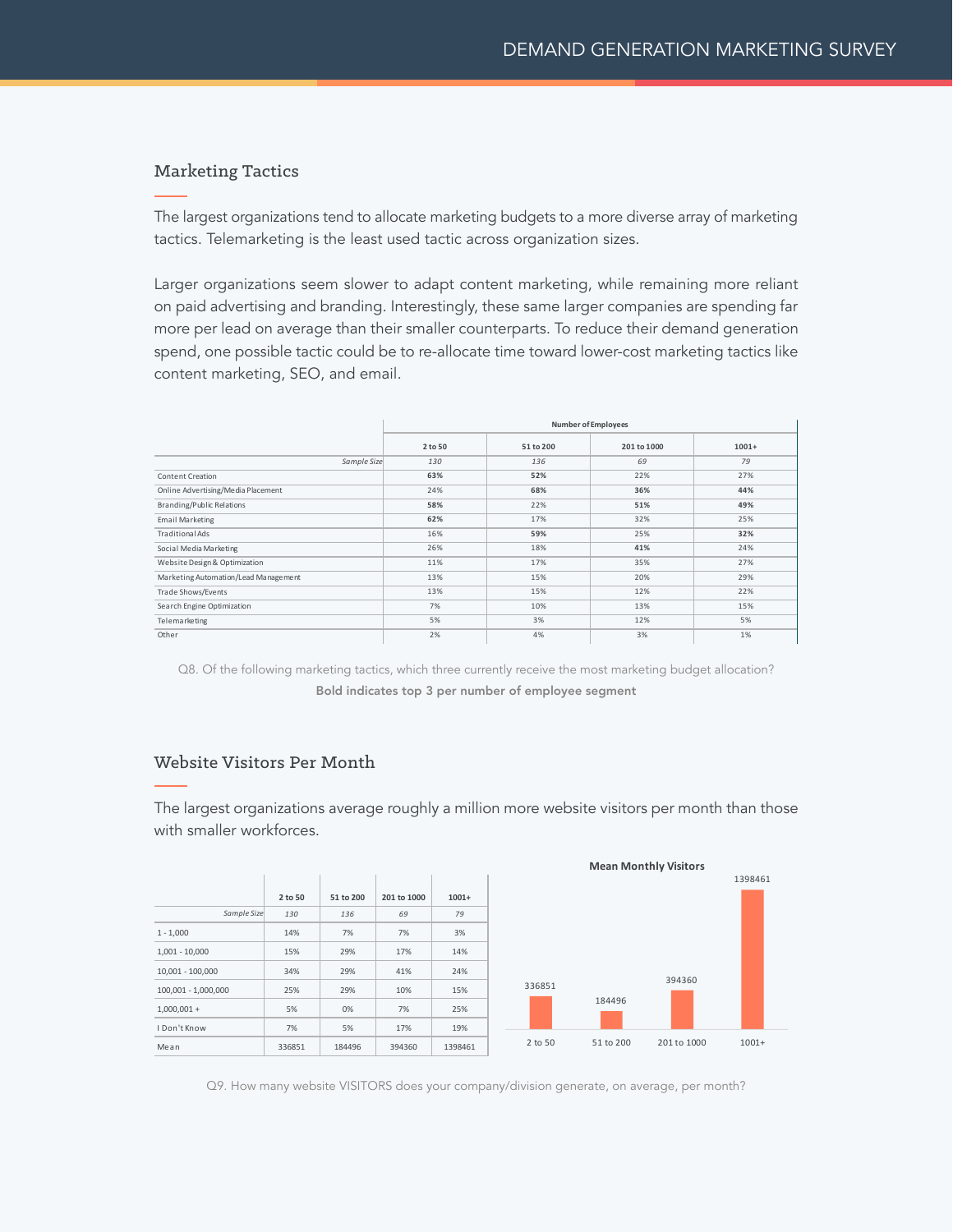## Marketing Tactics

The largest organizations tend to allocate marketing budgets to a more diverse array of marketing tactics. Telemarketing is the least used tactic across organization sizes.

Larger organizations seem slower to adapt content marketing, while remaining more reliant on paid advertising and branding. Interestingly, these same larger companies are spending far more per lead on average than their smaller counterparts. To reduce their demand generation spend, one possible tactic could be to re-allocate time toward lower-cost marketing tactics like content marketing, SEO, and email.

| | Number of Employees | | | |
|---|---|---|---|---|
| | **2 to 50** | **51 to 200** | **201 to 1000** | **1001+** |
| *Sample Size* | *130* | *136* | *69* | *79* |
| Content Creation | **63%** | **52%** | 22% | 27% |
| Online Advertising/Media Placement | 24% | **68%** | **36%** | **44%** |
| Branding/Public Relations | **58%** | 22% | **51%** | **49%** |
| Email Marketing | **62%** | 17% | 32% | 25% |
| Traditional Ads | 16% | **59%** | 25% | **32%** |
| Social Media Marketing | 26% | 18% | **41%** | 24% |
| Website Design & Optimization | 11% | 17% | 35% | 27% |
| Marketing Automation/Lead Management | 13% | 15% | 20% | 29% |
| Trade Shows/Events | 13% | 15% | 12% | 22% |
| Search Engine Optimization | 7% | 10% | 13% | 15% |
| Telemarketing | 5% | 3% | 12% | 5% |
| Other | 2% | 4% | 3% | 1% |

Q8. Of the following marketing tactics, which three currently receive the most marketing budget allocation?

**Bold indicates top 3 per number of employee segment**

## Website Visitors Per Month

The largest organizations average roughly a million more website visitors per month than those with smaller workforces.

| | **2 to 50** | **51 to 200** | **201 to 1000** | **1001+** |
|---|---|---|---|---|
| *Sample Size* | *130* | *136* | *69* | *79* |
| 1 - 1,000 | 14% | 7% | 7% | 3% |
| 1,001 - 10,000 | 15% | 29% | 17% | 14% |
| 10,001 - 100,000 | 34% | 29% | 41% | 24% |
| 100,001 - 1,000,000 | 25% | 29% | 10% | 15% |
| 1,000,001 + | 5% | 0% | 7% | 25% |
| I Don't Know | 7% | 5% | 17% | 19% |
| Mean | 336851 | 184496 | 394360 | 1398461 |

**Mean Monthly Visitors**

| | 2 to 50 | 51 to 200 | 201 to 1000 | 1001+ |
|---|---|---|---|---|
| Mean Monthly Visitors | 336851 | 184496 | 394360 | 1398461 |

Q9. How many website VISITORS does your company/division generate, on average, per month?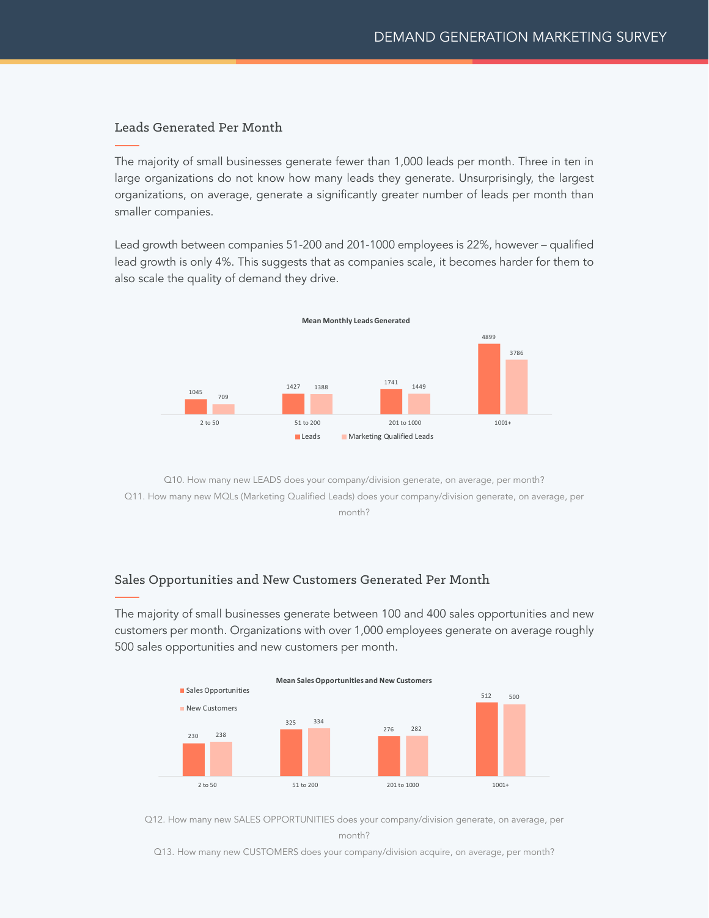## Leads Generated Per Month

The majority of small businesses generate fewer than 1,000 leads per month. Three in ten in large organizations do not know how many leads they generate. Unsurprisingly, the largest organizations, on average, generate a significantly greater number of leads per month than smaller companies.

Lead growth between companies 51-200 and 201-1000 employees is 22%, however – qualified lead growth is only 4%. This suggests that as companies scale, it becomes harder for them to also scale the quality of demand they drive.

**Mean Monthly Leads Generated**

| | Leads | Marketing Qualified Leads |
|---|---|---|
| 2 to 50 | 1045 | 709 |
| 51 to 200 | 1427 | 1388 |
| 201 to 1000 | 1741 | 1449 |
| 1001+ | 4899 | 3786 |

Q10. How many new LEADS does your company/division generate, on average, per month?
Q11. How many new MQLs (Marketing Qualified Leads) does your company/division generate, on average, per month?

## Sales Opportunities and New Customers Generated Per Month

The majority of small businesses generate between 100 and 400 sales opportunities and new customers per month. Organizations with over 1,000 employees generate on average roughly 500 sales opportunities and new customers per month.

**Mean Sales Opportunities and New Customers**

| | Sales Opportunities | New Customers |
|---|---|---|
| 2 to 50 | 230 | 238 |
| 51 to 200 | 325 | 334 |
| 201 to 1000 | 276 | 282 |
| 1001+ | 512 | 500 |

Q12. How many new SALES OPPORTUNITIES does your company/division generate, on average, per month?
Q13. How many new CUSTOMERS does your company/division acquire, on average, per month?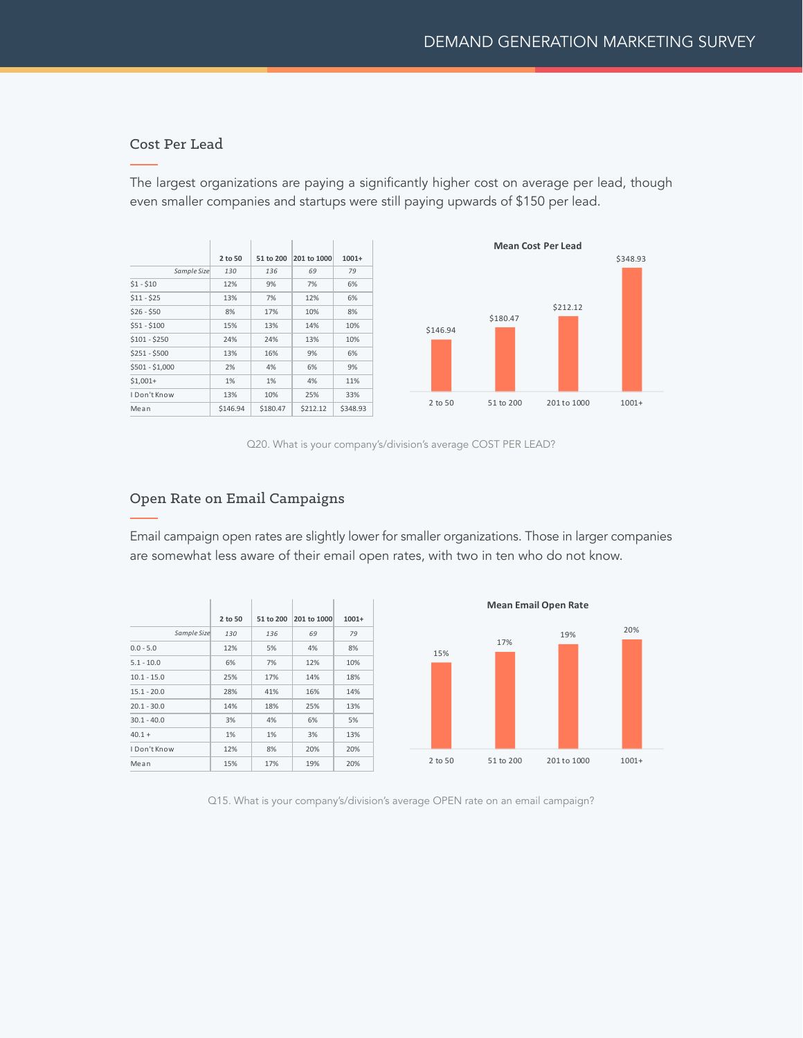## Cost Per Lead

The largest organizations are paying a significantly higher cost on average per lead, though even smaller companies and startups were still paying upwards of $150 per lead.

| | 2 to 50 | 51 to 200 | 201 to 1000 | 1001+ |
|---|---|---|---|---|
| *Sample Size* | *130* | *136* | *69* | *79* |
| $1 - $10 | 12% | 9% | 7% | 6% |
| $11 - $25 | 13% | 7% | 12% | 6% |
| $26 - $50 | 8% | 17% | 10% | 8% |
| $51 - $100 | 15% | 13% | 14% | 10% |
| $101 - $250 | 24% | 24% | 13% | 10% |
| $251 - $500 | 13% | 16% | 9% | 6% |
| $501 - $1,000 | 2% | 4% | 6% | 9% |
| $1,001+ | 1% | 1% | 4% | 11% |
| I Don't Know | 13% | 10% | 25% | 33% |
| Mean | $146.94 | $180.47 | $212.12 | $348.93 |

**Mean Cost Per Lead**

| | 2 to 50 | 51 to 200 | 201 to 1000 | 1001+ |
|---|---|---|---|---|
| Mean Cost Per Lead | $146.94 | $180.47 | $212.12 | $348.93 |

Q20. What is your company's/division's average COST PER LEAD?

## Open Rate on Email Campaigns

Email campaign open rates are slightly lower for smaller organizations. Those in larger companies are somewhat less aware of their email open rates, with two in ten who do not know.

| | 2 to 50 | 51 to 200 | 201 to 1000 | 1001+ |
|---|---|---|---|---|
| *Sample Size* | *130* | *136* | *69* | *79* |
| 0.0 - 5.0 | 12% | 5% | 4% | 8% |
| 5.1 - 10.0 | 6% | 7% | 12% | 10% |
| 10.1 - 15.0 | 25% | 17% | 14% | 18% |
| 15.1 - 20.0 | 28% | 41% | 16% | 14% |
| 20.1 - 30.0 | 14% | 18% | 25% | 13% |
| 30.1 - 40.0 | 3% | 4% | 6% | 5% |
| 40.1 + | 1% | 1% | 3% | 13% |
| I Don't Know | 12% | 8% | 20% | 20% |
| Mean | 15% | 17% | 19% | 20% |

**Mean Email Open Rate**

| | 2 to 50 | 51 to 200 | 201 to 1000 | 1001+ |
|---|---|---|---|---|
| Mean Email Open Rate | 15% | 17% | 19% | 20% |

Q15. What is your company's/division's average OPEN rate on an email campaign?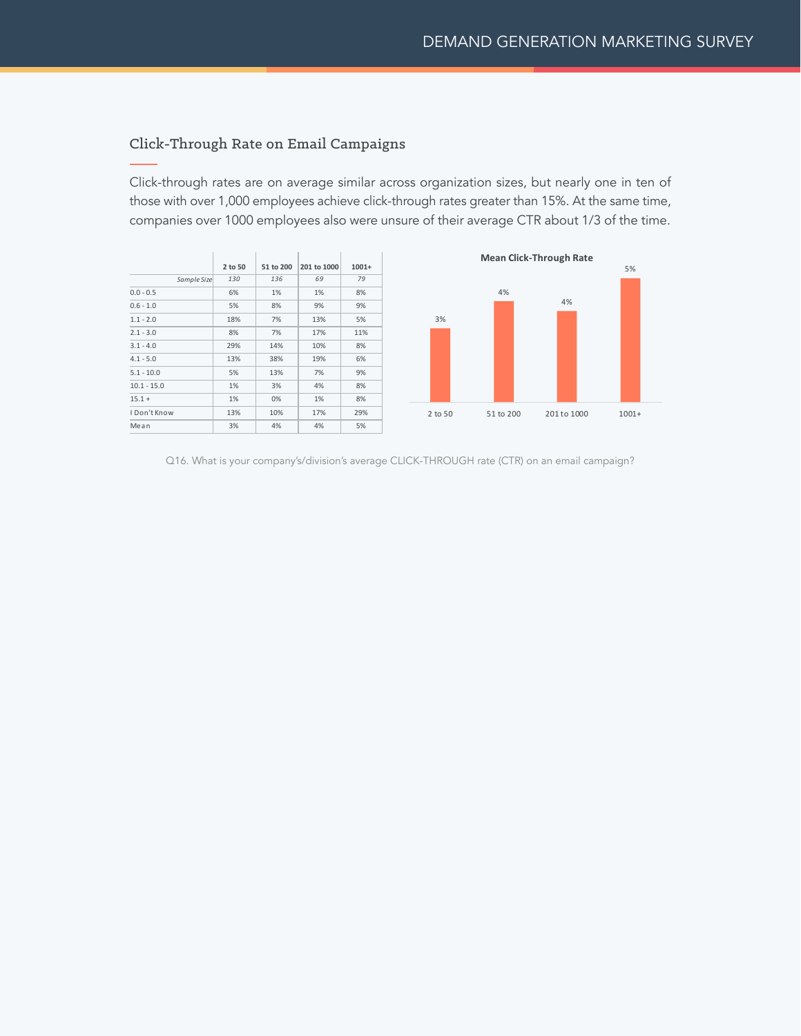## Click-Through Rate on Email Campaigns

Click-through rates are on average similar across organization sizes, but nearly one in ten of those with over 1,000 employees achieve click-through rates greater than 15%. At the same time, companies over 1000 employees also were unsure of their average CTR about 1/3 of the time.

| | 2 to 50 | 51 to 200 | 201 to 1000 | 1001+ |
|---|---|---|---|---|
| *Sample Size* | *130* | *136* | *69* | *79* |
| 0.0 - 0.5 | 6% | 1% | 1% | 8% |
| 0.6 - 1.0 | 5% | 8% | 9% | 9% |
| 1.1 - 2.0 | 18% | 7% | 13% | 5% |
| 2.1 - 3.0 | 8% | 7% | 17% | 11% |
| 3.1 - 4.0 | 29% | 14% | 10% | 8% |
| 4.1 - 5.0 | 13% | 38% | 19% | 6% |
| 5.1 - 10.0 | 5% | 13% | 7% | 9% |
| 10.1 - 15.0 | 1% | 3% | 4% | 8% |
| 15.1 + | 1% | 0% | 1% | 8% |
| I Don't Know | 13% | 10% | 17% | 29% |
| Mean | 3% | 4% | 4% | 5% |

**Mean Click-Through Rate**

| 2 to 50 | 51 to 200 | 201 to 1000 | 1001+ |
|---|---|---|---|
| 3% | 4% | 4% | 5% |

Q16. What is your company's/division's average CLICK-THROUGH rate (CTR) on an email campaign?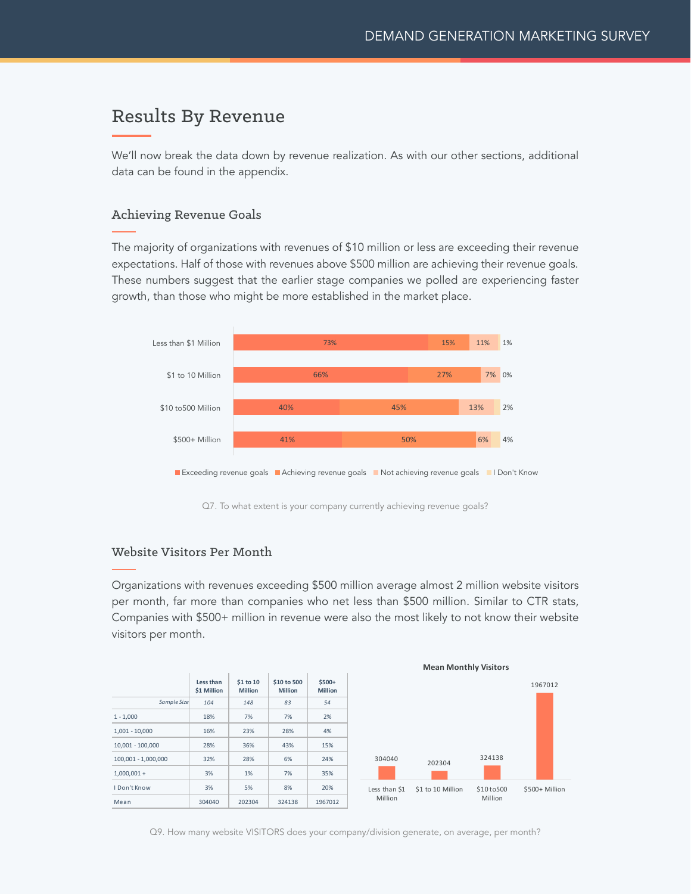# Results By Revenue

We'll now break the data down by revenue realization. As with our other sections, additional data can be found in the appendix.

## Achieving Revenue Goals

The majority of organizations with revenues of $10 million or less are exceeding their revenue expectations. Half of those with revenues above $500 million are achieving their revenue goals. These numbers suggest that the earlier stage companies we polled are experiencing faster growth, than those who might be more established in the market place.

| | Exceeding revenue goals | Achieving revenue goals | Not achieving revenue goals | I Don't Know |
|---|---|---|---|---|
| Less than $1 Million | 73% | 15% | 11% | 1% |
| $1 to 10 Million | 66% | 27% | 7% | 0% |
| $10 to500 Million | 40% | 45% | 13% | 2% |
| $500+ Million | 41% | 50% | 6% | 4% |

Q7. To what extent is your company currently achieving revenue goals?

## Website Visitors Per Month

Organizations with revenues exceeding $500 million average almost 2 million website visitors per month, far more than companies who net less than $500 million. Similar to CTR stats, Companies with $500+ million in revenue were also the most likely to not know their website visitors per month.

| | Less than $1 Million | $1 to 10 Million | $10 to 500 Million | $500+ Million |
|---|---|---|---|---|
| *Sample Size* | *104* | *148* | *83* | *54* |
| 1 - 1,000 | 18% | 7% | 7% | 2% |
| 1,001 - 10,000 | 16% | 23% | 28% | 4% |
| 10,001 - 100,000 | 28% | 36% | 43% | 15% |
| 100,001 - 1,000,000 | 32% | 28% | 6% | 24% |
| 1,000,001 + | 3% | 1% | 7% | 35% |
| I Don't Know | 3% | 5% | 8% | 20% |
| Mean | 304040 | 202304 | 324138 | 1967012 |

**Mean Monthly Visitors**

| | Less than $1 Million | $1 to 10 Million | $10 to500 Million | $500+ Million |
|---|---|---|---|---|
| Mean Monthly Visitors | 304040 | 202304 | 324138 | 1967012 |

Q9. How many website VISITORS does your company/division generate, on average, per month?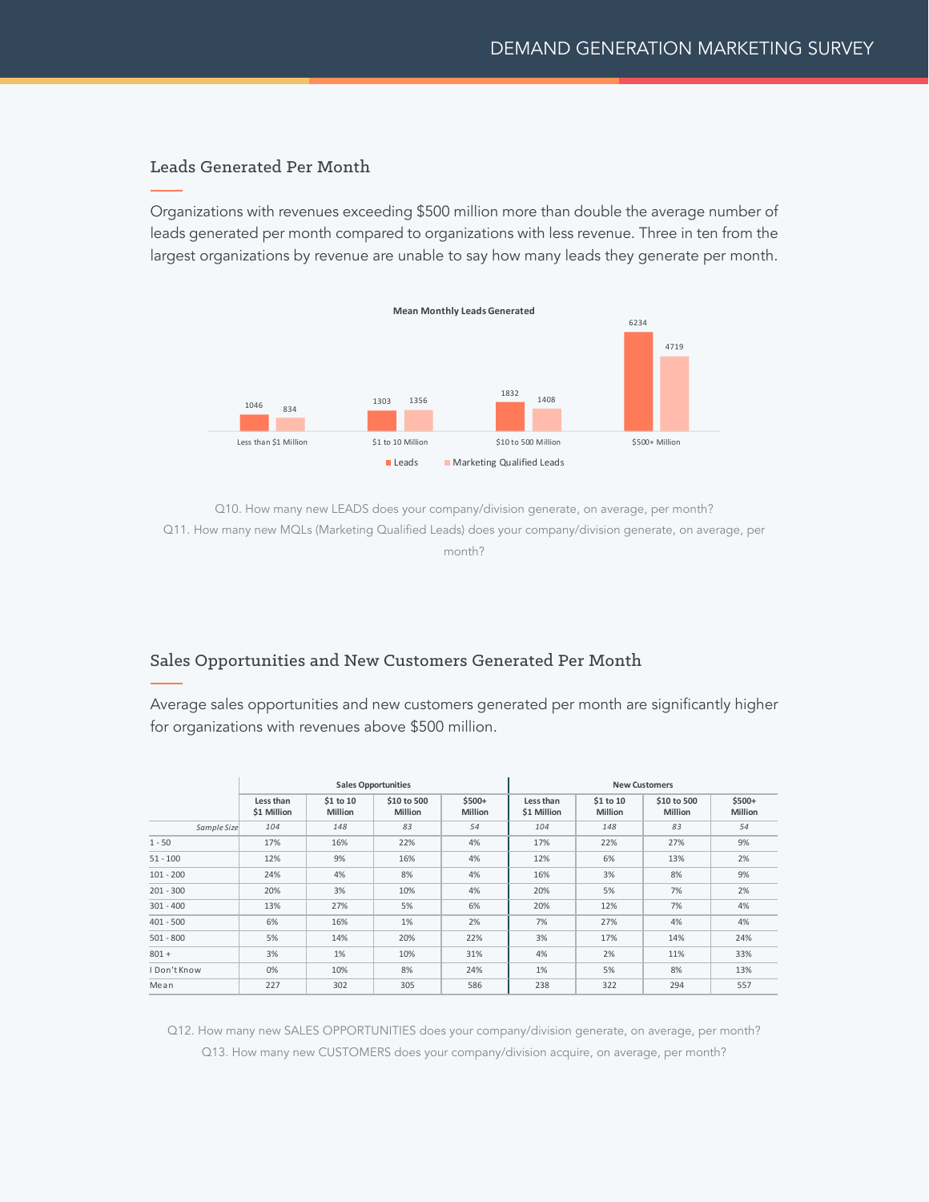## Leads Generated Per Month

Organizations with revenues exceeding $500 million more than double the average number of leads generated per month compared to organizations with less revenue. Three in ten from the largest organizations by revenue are unable to say how many leads they generate per month.

**Mean Monthly Leads Generated**

| | Leads | Marketing Qualified Leads |
|---|---|---|
| Less than $1 Million | 1046 | 834 |
| $1 to 10 Million | 1303 | 1356 |
| $10 to 500 Million | 1832 | 1408 |
| $500+ Million | 6234 | 4719 |

Q10. How many new LEADS does your company/division generate, on average, per month?
Q11. How many new MQLs (Marketing Qualified Leads) does your company/division generate, on average, per month?

## Sales Opportunities and New Customers Generated Per Month

Average sales opportunities and new customers generated per month are significantly higher for organizations with revenues above $500 million.

| | Sales Opportunities | | | | New Customers | | | |
|---|---|---|---|---|---|---|---|---|
| | Less than $1 Million | $1 to 10 Million | $10 to 500 Million | $500+ Million | Less than $1 Million | $1 to 10 Million | $10 to 500 Million | $500+ Million |
| *Sample Size* | *104* | *148* | *83* | *54* | *104* | *148* | *83* | *54* |
| 1 - 50 | 17% | 16% | 22% | 4% | 17% | 22% | 27% | 9% |
| 51 - 100 | 12% | 9% | 16% | 4% | 12% | 6% | 13% | 2% |
| 101 - 200 | 24% | 4% | 8% | 4% | 16% | 3% | 8% | 9% |
| 201 - 300 | 20% | 3% | 10% | 4% | 20% | 5% | 7% | 2% |
| 301 - 400 | 13% | 27% | 5% | 6% | 20% | 12% | 7% | 4% |
| 401 - 500 | 6% | 16% | 1% | 2% | 7% | 27% | 4% | 4% |
| 501 - 800 | 5% | 14% | 20% | 22% | 3% | 17% | 14% | 24% |
| 801 + | 3% | 1% | 10% | 31% | 4% | 2% | 11% | 33% |
| I Don't Know | 0% | 10% | 8% | 24% | 1% | 5% | 8% | 13% |
| Mean | 227 | 302 | 305 | 586 | 238 | 322 | 294 | 557 |

Q12. How many new SALES OPPORTUNITIES does your company/division generate, on average, per month?
Q13. How many new CUSTOMERS does your company/division acquire, on average, per month?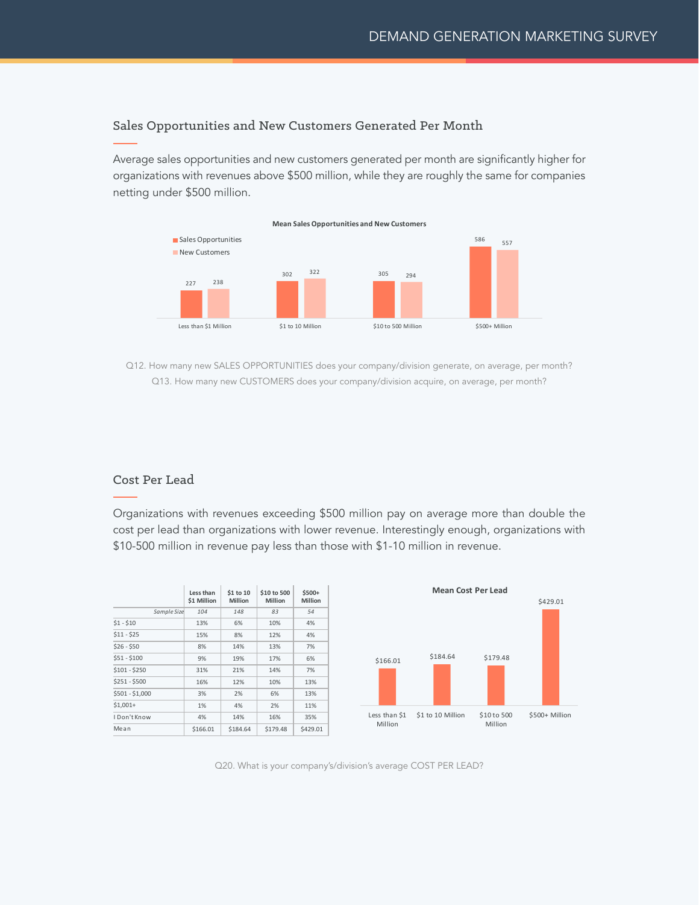## Sales Opportunities and New Customers Generated Per Month

Average sales opportunities and new customers generated per month are significantly higher for organizations with revenues above $500 million, while they are roughly the same for companies netting under $500 million.

**Mean Sales Opportunities and New Customers**

| | Less than $1 Million | $1 to 10 Million | $10 to 500 Million | $500+ Million |
|---|---|---|---|---|
| Sales Opportunities | 227 | 302 | 305 | 586 |
| New Customers | 238 | 322 | 294 | 557 |

Q12. How many new SALES OPPORTUNITIES does your company/division generate, on average, per month?
Q13. How many new CUSTOMERS does your company/division acquire, on average, per month?

## Cost Per Lead

Organizations with revenues exceeding $500 million pay on average more than double the cost per lead than organizations with lower revenue. Interestingly enough, organizations with $10-500 million in revenue pay less than those with $1-10 million in revenue.

| | Less than $1 Million | $1 to 10 Million | $10 to 500 Million | $500+ Million |
|---|---|---|---|---|
| *Sample Size* | *104* | *148* | *83* | *54* |
| $1 - $10 | 13% | 6% | 10% | 4% |
| $11 - $25 | 15% | 8% | 12% | 4% |
| $26 - $50 | 8% | 14% | 13% | 7% |
| $51 - $100 | 9% | 19% | 17% | 6% |
| $101 - $250 | 31% | 21% | 14% | 7% |
| $251 - $500 | 16% | 12% | 10% | 13% |
| $501 - $1,000 | 3% | 2% | 6% | 13% |
| $1,001+ | 1% | 4% | 2% | 11% |
| I Don't Know | 4% | 14% | 16% | 35% |
| Mean | $166.01 | $184.64 | $179.48 | $429.01 |

**Mean Cost Per Lead**

| Less than $1 Million | $1 to 10 Million | $10 to 500 Million | $500+ Million |
|---|---|---|---|
| $166.01 | $184.64 | $179.48 | $429.01 |

Q20. What is your company's/division's average COST PER LEAD?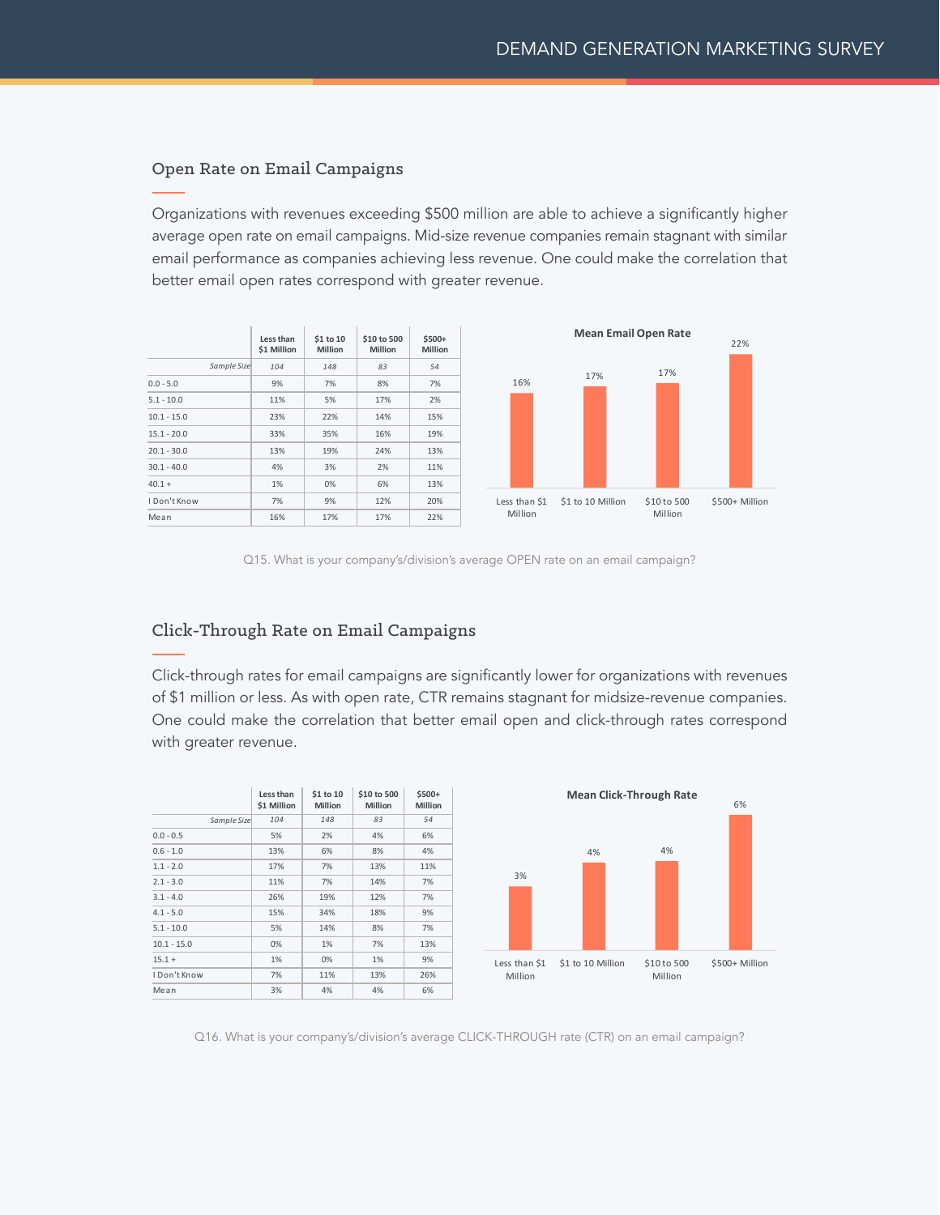## Open Rate on Email Campaigns

Organizations with revenues exceeding $500 million are able to achieve a significantly higher average open rate on email campaigns. Mid-size revenue companies remain stagnant with similar email performance as companies achieving less revenue. One could make the correlation that better email open rates correspond with greater revenue.

| | Less than $1 Million | $1 to 10 Million | $10 to 500 Million | $500+ Million |
|---|---|---|---|---|
| *Sample Size* | *104* | *148* | *83* | *54* |
| 0.0 - 5.0 | 9% | 7% | 8% | 7% |
| 5.1 - 10.0 | 11% | 5% | 17% | 2% |
| 10.1 - 15.0 | 23% | 22% | 14% | 15% |
| 15.1 - 20.0 | 33% | 35% | 16% | 19% |
| 20.1 - 30.0 | 13% | 19% | 24% | 13% |
| 30.1 - 40.0 | 4% | 3% | 2% | 11% |
| 40.1 + | 1% | 0% | 6% | 13% |
| I Don't Know | 7% | 9% | 12% | 20% |
| Mean | 16% | 17% | 17% | 22% |

**Mean Email Open Rate**

| Less than $1 Million | $1 to 10 Million | $10 to 500 Million | $500+ Million |
|---|---|---|---|
| 16% | 17% | 17% | 22% |

Q15. What is your company's/division's average OPEN rate on an email campaign?

## Click-Through Rate on Email Campaigns

Click-through rates for email campaigns are significantly lower for organizations with revenues of $1 million or less. As with open rate, CTR remains stagnant for midsize-revenue companies. One could make the correlation that better email open and click-through rates correspond with greater revenue.

| | Less than $1 Million | $1 to 10 Million | $10 to 500 Million | $500+ Million |
|---|---|---|---|---|
| *Sample Size* | *104* | *148* | *83* | *54* |
| 0.0 - 0.5 | 5% | 2% | 4% | 6% |
| 0.6 - 1.0 | 13% | 6% | 8% | 4% |
| 1.1 - 2.0 | 17% | 7% | 13% | 11% |
| 2.1 - 3.0 | 11% | 7% | 14% | 7% |
| 3.1 - 4.0 | 26% | 19% | 12% | 7% |
| 4.1 - 5.0 | 15% | 34% | 18% | 9% |
| 5.1 - 10.0 | 5% | 14% | 8% | 7% |
| 10.1 - 15.0 | 0% | 1% | 7% | 13% |
| 15.1 + | 1% | 0% | 1% | 9% |
| I Don't Know | 7% | 11% | 13% | 26% |
| Mean | 3% | 4% | 4% | 6% |

**Mean Click-Through Rate**

| Less than $1 Million | $1 to 10 Million | $10 to 500 Million | $500+ Million |
|---|---|---|---|
| 3% | 4% | 4% | 6% |

Q16. What is your company's/division's average CLICK-THROUGH rate (CTR) on an email campaign?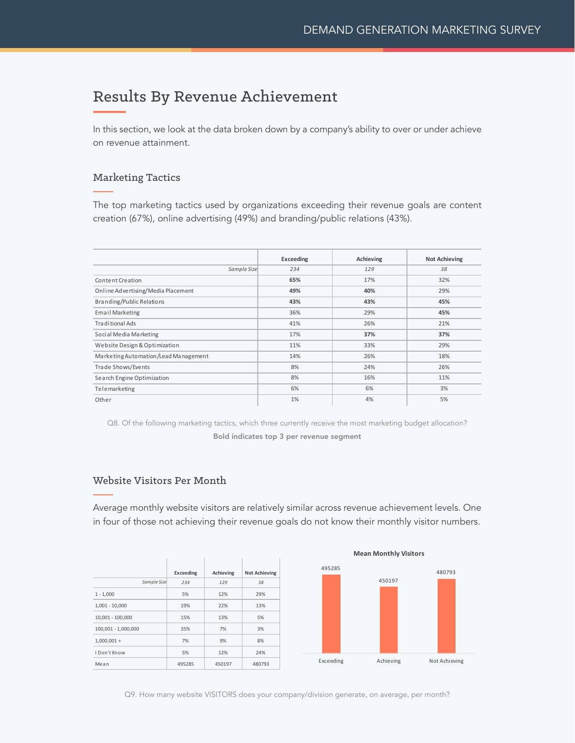# Results By Revenue Achievement

In this section, we look at the data broken down by a company's ability to over or under achieve on revenue attainment.

## Marketing Tactics

The top marketing tactics used by organizations exceeding their revenue goals are content creation (67%), online advertising (49%) and branding/public relations (43%).

| | Exceeding | Achieving | Not Achieving |
|---|---|---|---|
| *Sample Size* | *234* | *129* | *38* |
| Content Creation | **65%** | 17% | 32% |
| Online Advertising/Media Placement | **49%** | **40%** | 29% |
| Branding/Public Relations | **43%** | **43%** | **45%** |
| Email Marketing | 36% | 29% | **45%** |
| Traditional Ads | 41% | 26% | 21% |
| Social Media Marketing | 17% | **37%** | **37%** |
| Website Design & Optimization | 11% | 33% | 29% |
| Marketing Automation/Lead Management | 14% | 26% | 18% |
| Trade Shows/Events | 8% | 24% | 26% |
| Search Engine Optimization | 8% | 16% | 11% |
| Telemarketing | 6% | 6% | 3% |
| Other | 1% | 4% | 5% |

Q8. Of the following marketing tactics, which three currently receive the most marketing budget allocation?

**Bold indicates top 3 per revenue segment**

## Website Visitors Per Month

Average monthly website visitors are relatively similar across revenue achievement levels. One in four of those not achieving their revenue goals do not know their monthly visitor numbers.

| | Exceeding | Achieving | Not Achieving |
|---|---|---|---|
| *Sample Size* | *234* | *129* | *38* |
| 1 - 1,000 | 5% | 12% | 29% |
| 1,001 - 10,000 | 19% | 22% | 13% |
| 10,001 - 100,000 | 15% | 13% | 5% |
| 100,001 - 1,000,000 | 35% | 7% | 3% |
| 1,000,001 + | 7% | 9% | 8% |
| I Don't Know | 5% | 12% | 24% |
| Mean | 495285 | 450197 | 480793 |

**Mean Monthly Visitors**

| | Exceeding | Achieving | Not Achieving |
|---|---|---|---|
| Mean Monthly Visitors | 495285 | 450197 | 480793 |

Q9. How many website VISITORS does your company/division generate, on average, per month?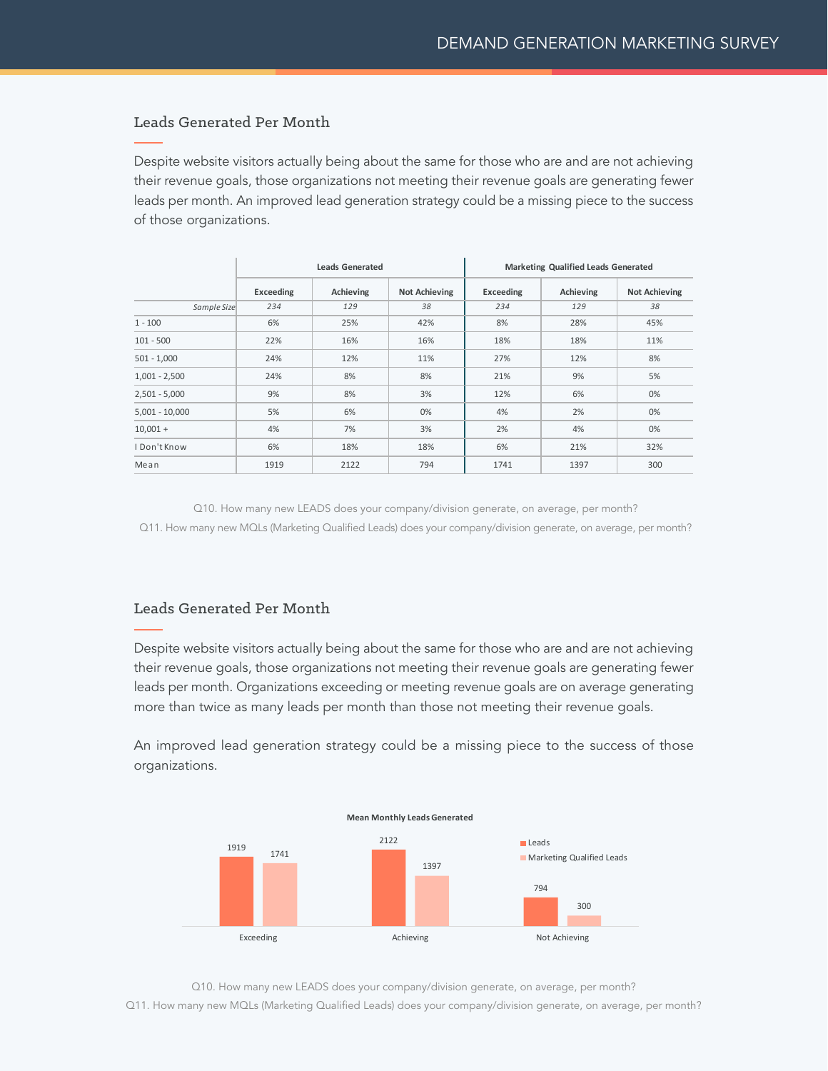## Leads Generated Per Month

Despite website visitors actually being about the same for those who are and are not achieving their revenue goals, those organizations not meeting their revenue goals are generating fewer leads per month. An improved lead generation strategy could be a missing piece to the success of those organizations.

| | Leads Generated | | | Marketing Qualified Leads Generated | | |
|---|---|---|---|---|---|---|
| | Exceeding | Achieving | Not Achieving | Exceeding | Achieving | Not Achieving |
| *Sample Size* | *234* | *129* | *38* | *234* | *129* | *38* |
| 1 - 100 | 6% | 25% | 42% | 8% | 28% | 45% |
| 101 - 500 | 22% | 16% | 16% | 18% | 18% | 11% |
| 501 - 1,000 | 24% | 12% | 11% | 27% | 12% | 8% |
| 1,001 - 2,500 | 24% | 8% | 8% | 21% | 9% | 5% |
| 2,501 - 5,000 | 9% | 8% | 3% | 12% | 6% | 0% |
| 5,001 - 10,000 | 5% | 6% | 0% | 4% | 2% | 0% |
| 10,001 + | 4% | 7% | 3% | 2% | 4% | 0% |
| I Don't Know | 6% | 18% | 18% | 6% | 21% | 32% |
| Mean | 1919 | 2122 | 794 | 1741 | 1397 | 300 |

Q10. How many new LEADS does your company/division generate, on average, per month?
Q11. How many new MQLs (Marketing Qualified Leads) does your company/division generate, on average, per month?

## Leads Generated Per Month

Despite website visitors actually being about the same for those who are and are not achieving their revenue goals, those organizations not meeting their revenue goals are generating fewer leads per month. Organizations exceeding or meeting revenue goals are on average generating more than twice as many leads per month than those not meeting their revenue goals.

An improved lead generation strategy could be a missing piece to the success of those organizations.

**Mean Monthly Leads Generated**

| | Leads | Marketing Qualified Leads |
|---|---|---|
| Exceeding | 1919 | 1741 |
| Achieving | 2122 | 1397 |
| Not Achieving | 794 | 300 |

Q10. How many new LEADS does your company/division generate, on average, per month?
Q11. How many new MQLs (Marketing Qualified Leads) does your company/division generate, on average, per month?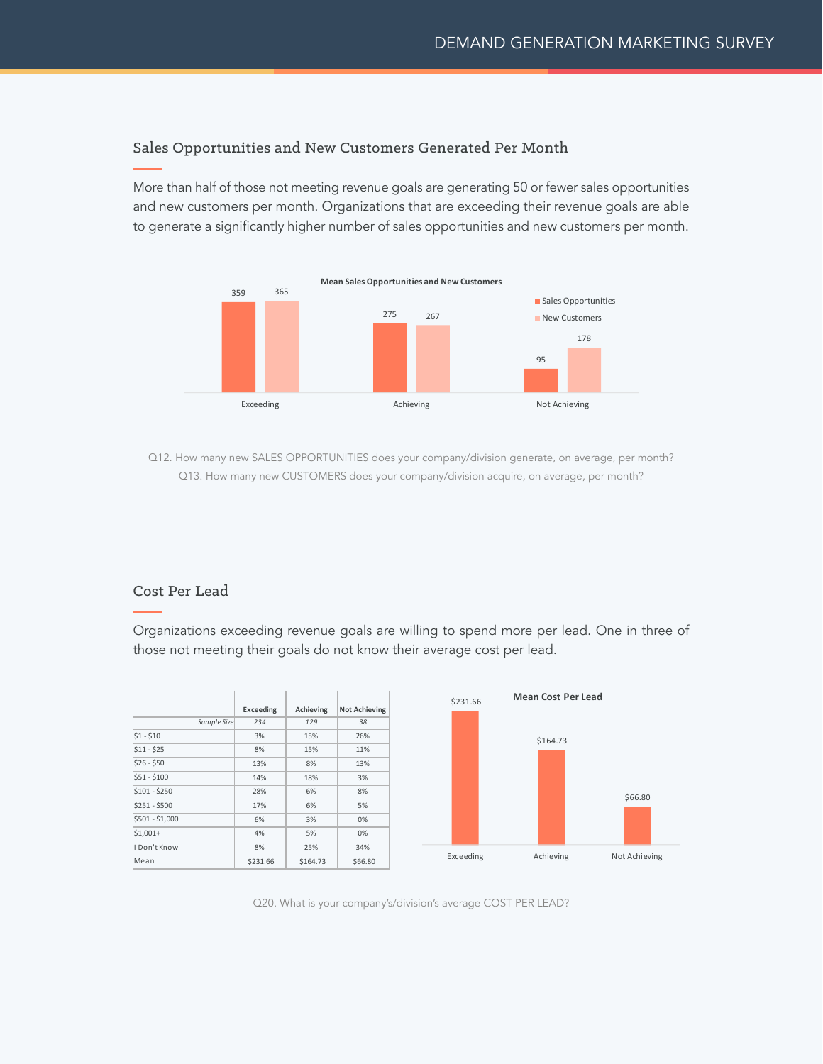## Sales Opportunities and New Customers Generated Per Month

More than half of those not meeting revenue goals are generating 50 or fewer sales opportunities and new customers per month. Organizations that are exceeding their revenue goals are able to generate a significantly higher number of sales opportunities and new customers per month.

**Mean Sales Opportunities and New Customers**

| | Sales Opportunities | New Customers |
|---|---|---|
| Exceeding | 359 | 365 |
| Achieving | 275 | 267 |
| Not Achieving | 95 | 178 |

Q12. How many new SALES OPPORTUNITIES does your company/division generate, on average, per month?
Q13. How many new CUSTOMERS does your company/division acquire, on average, per month?

## Cost Per Lead

Organizations exceeding revenue goals are willing to spend more per lead. One in three of those not meeting their goals do not know their average cost per lead.

| | Exceeding | Achieving | Not Achieving |
|---|---|---|---|
| *Sample Size* | *234* | *129* | *38* |
| $1 - $10 | 3% | 15% | 26% |
| $11 - $25 | 8% | 15% | 11% |
| $26 - $50 | 13% | 8% | 13% |
| $51 - $100 | 14% | 18% | 3% |
| $101 - $250 | 28% | 6% | 8% |
| $251 - $500 | 17% | 6% | 5% |
| $501 - $1,000 | 6% | 3% | 0% |
| $1,001+ | 4% | 5% | 0% |
| I Don't Know | 8% | 25% | 34% |
| Mean | $231.66 | $164.73 | $66.80 |

**Mean Cost Per Lead**

| | Mean Cost Per Lead |
|---|---|
| Exceeding | $231.66 |
| Achieving | $164.73 |
| Not Achieving | $66.80 |

Q20. What is your company's/division's average COST PER LEAD?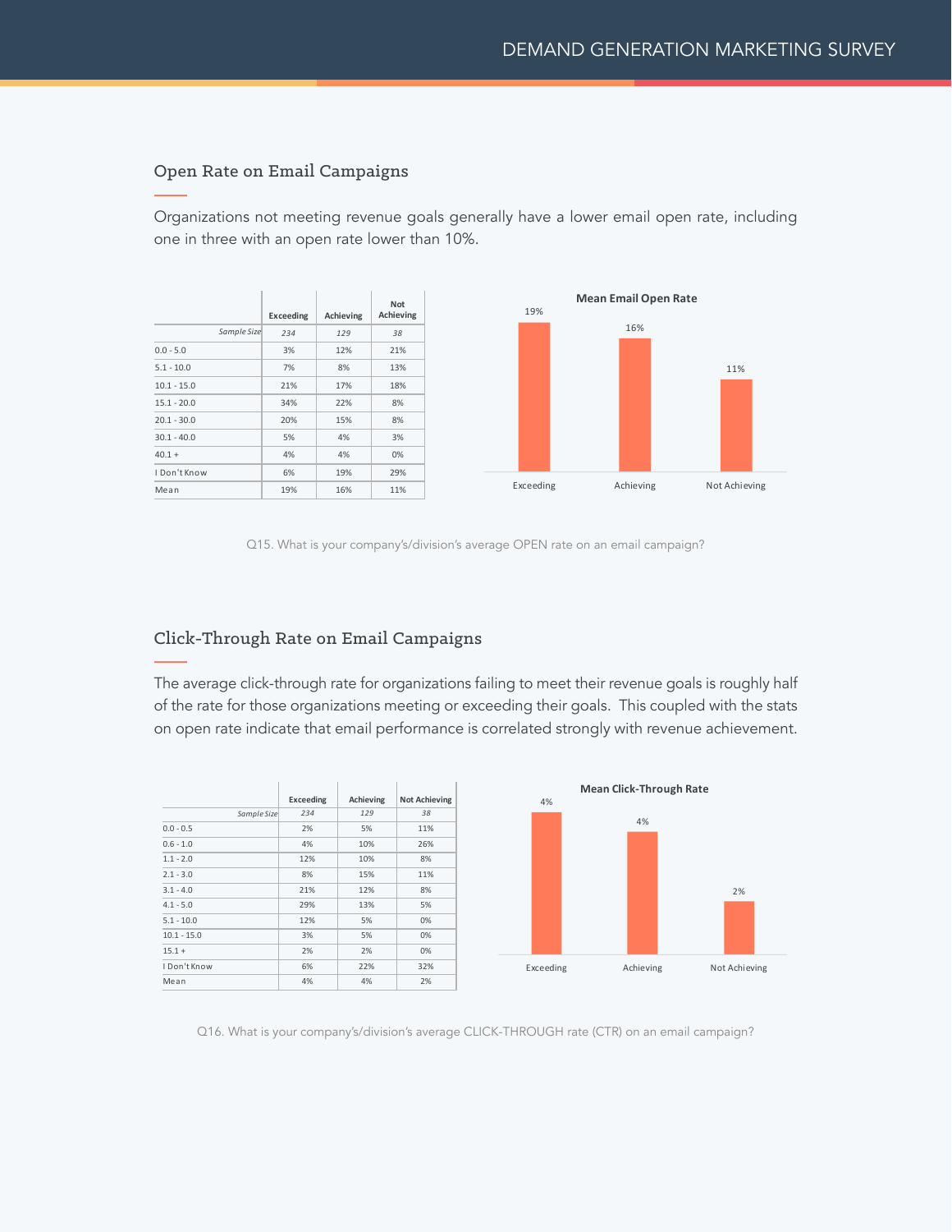## Open Rate on Email Campaigns

Organizations not meeting revenue goals generally have a lower email open rate, including one in three with an open rate lower than 10%.

| | Exceeding | Achieving | Not Achieving |
|---|---|---|---|
| *Sample Size* | *234* | *129* | *38* |
| 0.0 - 5.0 | 3% | 12% | 21% |
| 5.1 - 10.0 | 7% | 8% | 13% |
| 10.1 - 15.0 | 21% | 17% | 18% |
| 15.1 - 20.0 | 34% | 22% | 8% |
| 20.1 - 30.0 | 20% | 15% | 8% |
| 30.1 - 40.0 | 5% | 4% | 3% |
| 40.1 + | 4% | 4% | 0% |
| I Don't Know | 6% | 19% | 29% |
| Mean | 19% | 16% | 11% |

**Mean Email Open Rate**

| Exceeding | Achieving | Not Achieving |
|---|---|---|
| 19% | 16% | 11% |

Q15. What is your company's/division's average OPEN rate on an email campaign?

## Click-Through Rate on Email Campaigns

The average click-through rate for organizations failing to meet their revenue goals is roughly half of the rate for those organizations meeting or exceeding their goals. This coupled with the stats on open rate indicate that email performance is correlated strongly with revenue achievement.

| | Exceeding | Achieving | Not Achieving |
|---|---|---|---|
| *Sample Size* | *234* | *129* | *38* |
| 0.0 - 0.5 | 2% | 5% | 11% |
| 0.6 - 1.0 | 4% | 10% | 26% |
| 1.1 - 2.0 | 12% | 10% | 8% |
| 2.1 - 3.0 | 8% | 15% | 11% |
| 3.1 - 4.0 | 21% | 12% | 8% |
| 4.1 - 5.0 | 29% | 13% | 5% |
| 5.1 - 10.0 | 12% | 5% | 0% |
| 10.1 - 15.0 | 3% | 5% | 0% |
| 15.1 + | 2% | 2% | 0% |
| I Don't Know | 6% | 22% | 32% |
| Mean | 4% | 4% | 2% |

**Mean Click-Through Rate**

| Exceeding | Achieving | Not Achieving |
|---|---|---|
| 4% | 4% | 2% |

Q16. What is your company's/division's average CLICK-THROUGH rate (CTR) on an email campaign?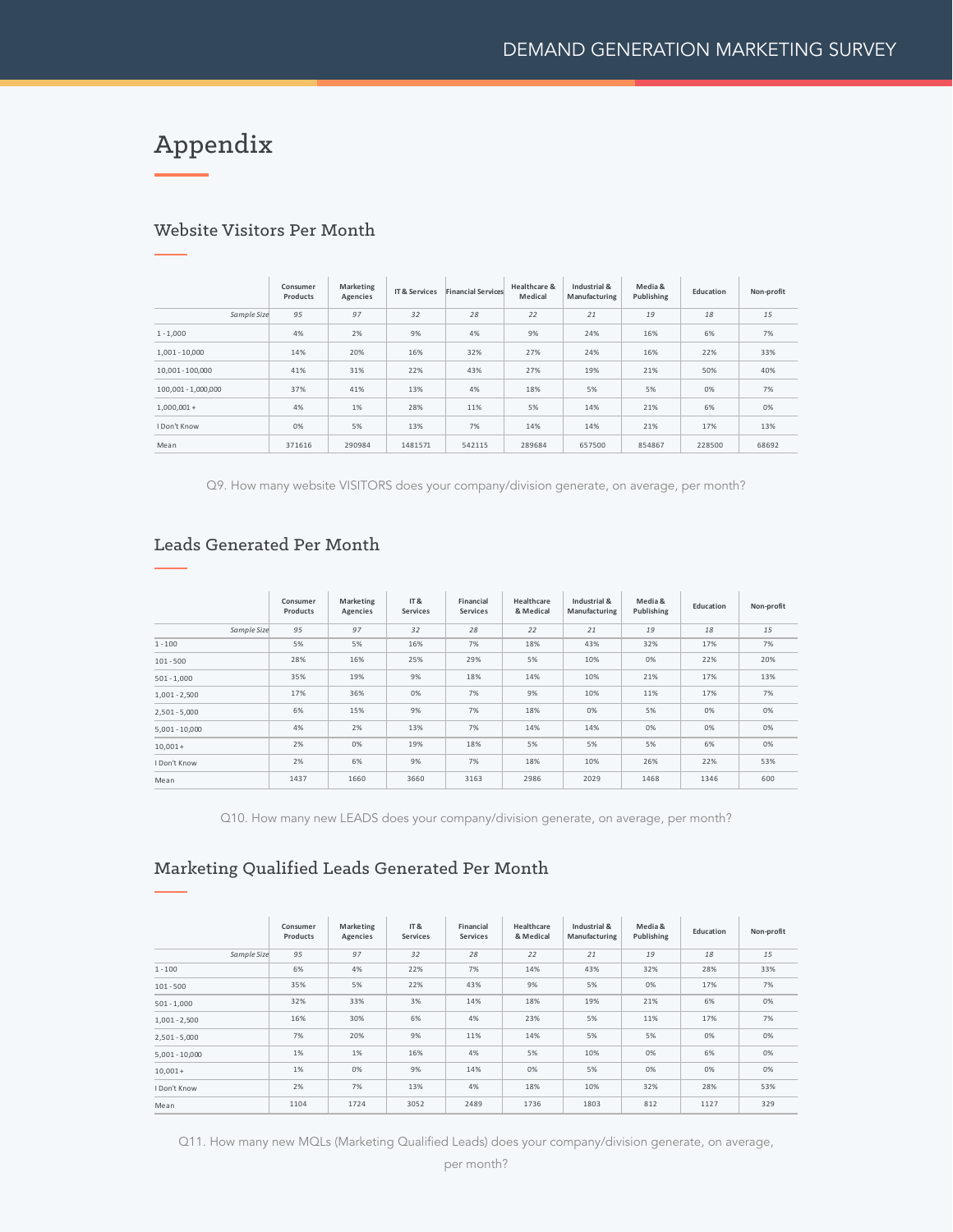# Appendix

## Website Visitors Per Month

| | Consumer Products | Marketing Agencies | IT & Services | Financial Services | Healthcare & Medical | Industrial & Manufacturing | Media & Publishing | Education | Non-profit |
|---|---|---|---|---|---|---|---|---|---|
| *Sample Size* | *95* | *97* | *32* | *28* | *22* | *21* | *19* | *18* | *15* |
| 1 - 1,000 | 4% | 2% | 9% | 4% | 9% | 24% | 16% | 6% | 7% |
| 1,001 - 10,000 | 14% | 20% | 16% | 32% | 27% | 24% | 16% | 22% | 33% |
| 10,001 - 100,000 | 41% | 31% | 22% | 43% | 27% | 19% | 21% | 50% | 40% |
| 100,001 - 1,000,000 | 37% | 41% | 13% | 4% | 18% | 5% | 5% | 0% | 7% |
| 1,000,001 + | 4% | 1% | 28% | 11% | 5% | 14% | 21% | 6% | 0% |
| I Don't Know | 0% | 5% | 13% | 7% | 14% | 14% | 21% | 17% | 13% |
| Mean | 371616 | 290984 | 1481571 | 542115 | 289684 | 657500 | 854867 | 228500 | 68692 |

Q9. How many website VISITORS does your company/division generate, on average, per month?

## Leads Generated Per Month

| | Consumer Products | Marketing Agencies | IT & Services | Financial Services | Healthcare & Medical | Industrial & Manufacturing | Media & Publishing | Education | Non-profit |
|---|---|---|---|---|---|---|---|---|---|
| *Sample Size* | *95* | *97* | *32* | *28* | *22* | *21* | *19* | *18* | *15* |
| 1 - 100 | 5% | 5% | 16% | 7% | 18% | 43% | 32% | 17% | 7% |
| 101 - 500 | 28% | 16% | 25% | 29% | 5% | 10% | 0% | 22% | 20% |
| 501 - 1,000 | 35% | 19% | 9% | 18% | 14% | 10% | 21% | 17% | 13% |
| 1,001 - 2,500 | 17% | 36% | 0% | 7% | 9% | 10% | 11% | 17% | 7% |
| 2,501 - 5,000 | 6% | 15% | 9% | 7% | 18% | 0% | 5% | 0% | 0% |
| 5,001 - 10,000 | 4% | 2% | 13% | 7% | 14% | 14% | 0% | 0% | 0% |
| 10,001 + | 2% | 0% | 19% | 18% | 5% | 5% | 5% | 6% | 0% |
| I Don't Know | 2% | 6% | 9% | 7% | 18% | 10% | 26% | 22% | 53% |
| Mean | 1437 | 1660 | 3660 | 3163 | 2986 | 2029 | 1468 | 1346 | 600 |

Q10. How many new LEADS does your company/division generate, on average, per month?

## Marketing Qualified Leads Generated Per Month

| | Consumer Products | Marketing Agencies | IT & Services | Financial Services | Healthcare & Medical | Industrial & Manufacturing | Media & Publishing | Education | Non-profit |
|---|---|---|---|---|---|---|---|---|---|
| *Sample Size* | *95* | *97* | *32* | *28* | *22* | *21* | *19* | *18* | *15* |
| 1 - 100 | 6% | 4% | 22% | 7% | 14% | 43% | 32% | 28% | 33% |
| 101 - 500 | 35% | 5% | 22% | 43% | 9% | 5% | 0% | 17% | 7% |
| 501 - 1,000 | 32% | 33% | 3% | 14% | 18% | 19% | 21% | 6% | 0% |
| 1,001 - 2,500 | 16% | 30% | 6% | 4% | 23% | 5% | 11% | 17% | 7% |
| 2,501 - 5,000 | 7% | 20% | 9% | 11% | 14% | 5% | 5% | 0% | 0% |
| 5,001 - 10,000 | 1% | 1% | 16% | 4% | 5% | 10% | 0% | 6% | 0% |
| 10,001 + | 1% | 0% | 9% | 14% | 0% | 5% | 0% | 0% | 0% |
| I Don't Know | 2% | 7% | 13% | 4% | 18% | 10% | 32% | 28% | 53% |
| Mean | 1104 | 1724 | 3052 | 2489 | 1736 | 1803 | 812 | 1127 | 329 |

Q11. How many new MQLs (Marketing Qualified Leads) does your company/division generate, on average, per month?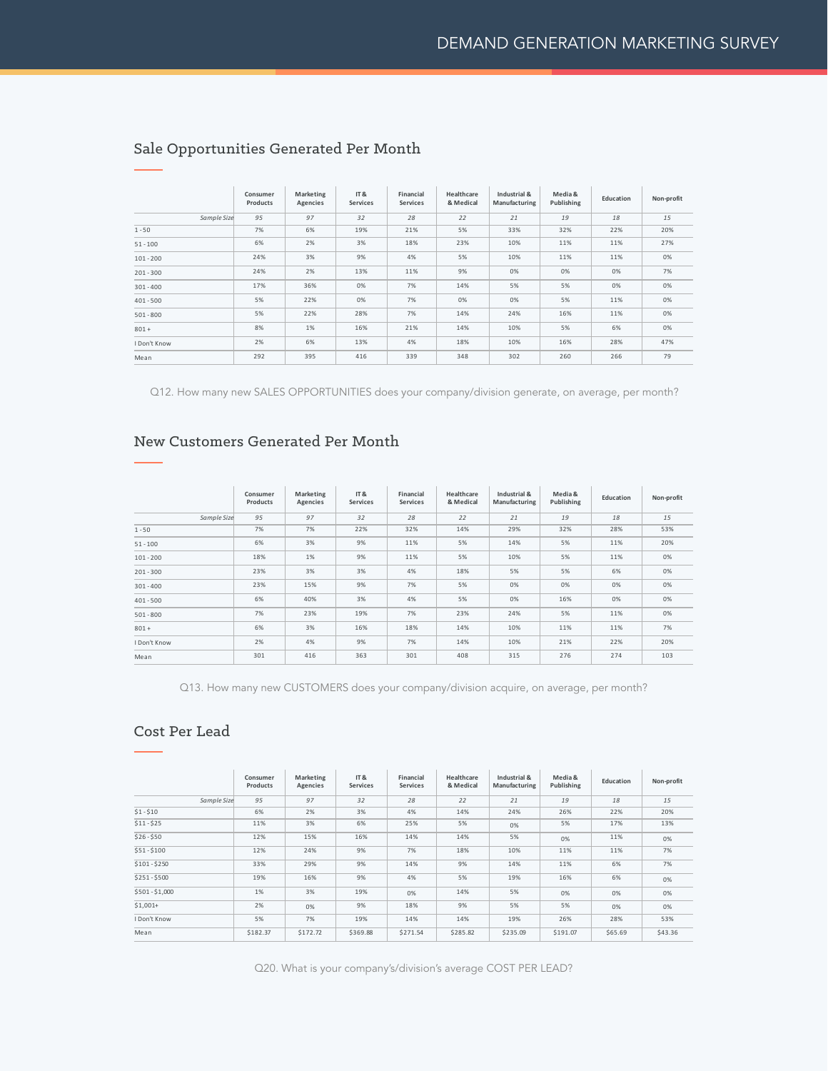## Sale Opportunities Generated Per Month

| | Consumer Products | Marketing Agencies | IT & Services | Financial Services | Healthcare & Medical | Industrial & Manufacturing | Media & Publishing | Education | Non-profit |
|---|---|---|---|---|---|---|---|---|---|
| *Sample Size* | *95* | *97* | *32* | *28* | *22* | *21* | *19* | *18* | *15* |
| 1 - 50 | 7% | 6% | 19% | 21% | 5% | 33% | 32% | 22% | 20% |
| 51 - 100 | 6% | 2% | 3% | 18% | 23% | 10% | 11% | 11% | 27% |
| 101 - 200 | 24% | 3% | 9% | 4% | 5% | 10% | 11% | 11% | 0% |
| 201 - 300 | 24% | 2% | 13% | 11% | 9% | 0% | 0% | 0% | 7% |
| 301 - 400 | 17% | 36% | 0% | 7% | 14% | 5% | 5% | 0% | 0% |
| 401 - 500 | 5% | 22% | 0% | 7% | 0% | 0% | 5% | 11% | 0% |
| 501 - 800 | 5% | 22% | 28% | 7% | 14% | 24% | 16% | 11% | 0% |
| 801 + | 8% | 1% | 16% | 21% | 14% | 10% | 5% | 6% | 0% |
| I Don't Know | 2% | 6% | 13% | 4% | 18% | 10% | 16% | 28% | 47% |
| Mean | 292 | 395 | 416 | 339 | 348 | 302 | 260 | 266 | 79 |

Q12. How many new SALES OPPORTUNITIES does your company/division generate, on average, per month?

## New Customers Generated Per Month

| | Consumer Products | Marketing Agencies | IT & Services | Financial Services | Healthcare & Medical | Industrial & Manufacturing | Media & Publishing | Education | Non-profit |
|---|---|---|---|---|---|---|---|---|---|
| *Sample Size* | *95* | *97* | *32* | *28* | *22* | *21* | *19* | *18* | *15* |
| 1 - 50 | 7% | 7% | 22% | 32% | 14% | 29% | 32% | 28% | 53% |
| 51 - 100 | 6% | 3% | 9% | 11% | 5% | 14% | 5% | 11% | 20% |
| 101 - 200 | 18% | 1% | 9% | 11% | 5% | 10% | 5% | 11% | 0% |
| 201 - 300 | 23% | 3% | 3% | 4% | 18% | 5% | 5% | 6% | 0% |
| 301 - 400 | 23% | 15% | 9% | 7% | 5% | 0% | 0% | 0% | 0% |
| 401 - 500 | 6% | 40% | 3% | 4% | 5% | 0% | 16% | 0% | 0% |
| 501 - 800 | 7% | 23% | 19% | 7% | 23% | 24% | 5% | 11% | 0% |
| 801 + | 6% | 3% | 16% | 18% | 14% | 10% | 11% | 11% | 7% |
| I Don't Know | 2% | 4% | 9% | 7% | 14% | 10% | 21% | 22% | 20% |
| Mean | 301 | 416 | 363 | 301 | 408 | 315 | 276 | 274 | 103 |

Q13. How many new CUSTOMERS does your company/division acquire, on average, per month?

## Cost Per Lead

| | Consumer Products | Marketing Agencies | IT & Services | Financial Services | Healthcare & Medical | Industrial & Manufacturing | Media & Publishing | Education | Non-profit |
|---|---|---|---|---|---|---|---|---|---|
| *Sample Size* | *95* | *97* | *32* | *28* | *22* | *21* | *19* | *18* | *15* |
| $1 - $10 | 6% | 2% | 3% | 4% | 14% | 24% | 26% | 22% | 20% |
| $11 - $25 | 11% | 3% | 6% | 25% | 5% | 0% | 5% | 17% | 13% |
| $26 - $50 | 12% | 15% | 16% | 14% | 14% | 5% | 0% | 11% | 0% |
| $51 - $100 | 12% | 24% | 9% | 7% | 18% | 10% | 11% | 11% | 7% |
| $101 - $250 | 33% | 29% | 9% | 14% | 9% | 14% | 11% | 6% | 7% |
| $251 - $500 | 19% | 16% | 9% | 4% | 5% | 19% | 16% | 6% | 0% |
| $501 - $1,000 | 1% | 3% | 19% | 0% | 14% | 5% | 0% | 0% | 0% |
| $1,001+ | 2% | 0% | 9% | 18% | 9% | 5% | 5% | 0% | 0% |
| I Don't Know | 5% | 7% | 19% | 14% | 14% | 19% | 26% | 28% | 53% |
| Mean | $182.37 | $172.72 | $369.88 | $271.54 | $285.82 | $235.09 | $191.07 | $65.69 | $43.36 |

Q20. What is your company's/division's average COST PER LEAD?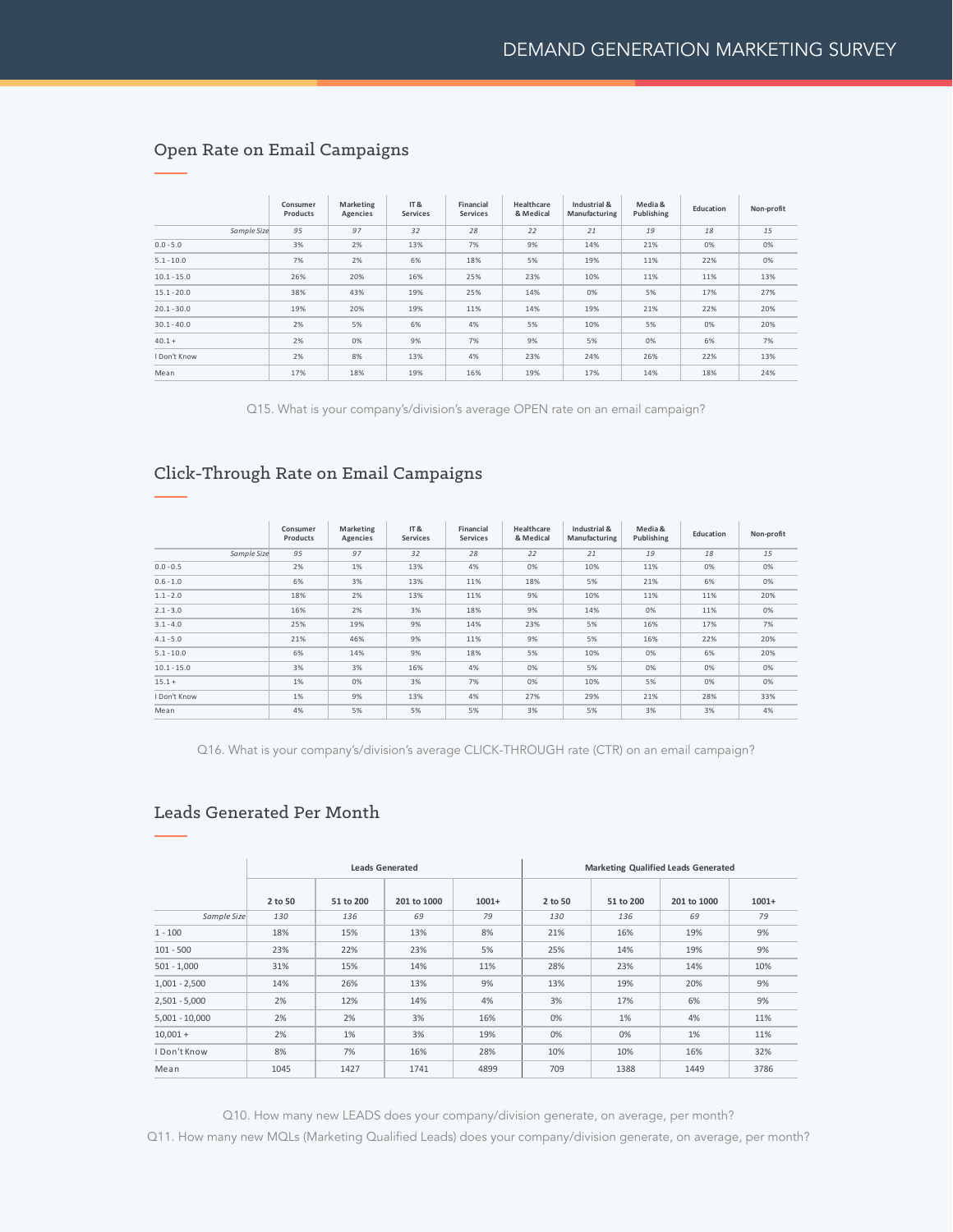## Open Rate on Email Campaigns

| | Consumer Products | Marketing Agencies | IT & Services | Financial Services | Healthcare & Medical | Industrial & Manufacturing | Media & Publishing | Education | Non-profit |
|---|---|---|---|---|---|---|---|---|---|
| *Sample Size* | *95* | *97* | *32* | *28* | *22* | *21* | *19* | *18* | *15* |
| 0.0 - 5.0 | 3% | 2% | 13% | 7% | 9% | 14% | 21% | 0% | 0% |
| 5.1 - 10.0 | 7% | 2% | 6% | 18% | 5% | 19% | 11% | 22% | 0% |
| 10.1 - 15.0 | 26% | 20% | 16% | 25% | 23% | 10% | 11% | 11% | 13% |
| 15.1 - 20.0 | 38% | 43% | 19% | 25% | 14% | 0% | 5% | 17% | 27% |
| 20.1 - 30.0 | 19% | 20% | 19% | 11% | 14% | 19% | 21% | 22% | 20% |
| 30.1 - 40.0 | 2% | 5% | 6% | 4% | 5% | 10% | 5% | 0% | 20% |
| 40.1 + | 2% | 0% | 9% | 7% | 9% | 5% | 0% | 6% | 7% |
| I Don't Know | 2% | 8% | 13% | 4% | 23% | 24% | 26% | 22% | 13% |
| Mean | 17% | 18% | 19% | 16% | 19% | 17% | 14% | 18% | 24% |

Q15. What is your company's/division's average OPEN rate on an email campaign?

## Click-Through Rate on Email Campaigns

| | Consumer Products | Marketing Agencies | IT & Services | Financial Services | Healthcare & Medical | Industrial & Manufacturing | Media & Publishing | Education | Non-profit |
|---|---|---|---|---|---|---|---|---|---|
| *Sample Size* | *95* | *97* | *32* | *28* | *22* | *21* | *19* | *18* | *15* |
| 0.0 - 0.5 | 2% | 1% | 13% | 4% | 0% | 10% | 11% | 0% | 0% |
| 0.6 - 1.0 | 6% | 3% | 13% | 11% | 18% | 5% | 21% | 6% | 0% |
| 1.1 - 2.0 | 18% | 2% | 13% | 11% | 9% | 10% | 11% | 11% | 20% |
| 2.1 - 3.0 | 16% | 2% | 3% | 18% | 9% | 14% | 0% | 11% | 0% |
| 3.1 - 4.0 | 25% | 19% | 9% | 14% | 23% | 5% | 16% | 17% | 7% |
| 4.1 - 5.0 | 21% | 46% | 9% | 11% | 9% | 5% | 16% | 22% | 20% |
| 5.1 - 10.0 | 6% | 14% | 9% | 18% | 5% | 10% | 0% | 6% | 20% |
| 10.1 - 15.0 | 3% | 3% | 16% | 4% | 0% | 5% | 0% | 0% | 0% |
| 15.1 + | 1% | 0% | 3% | 7% | 0% | 10% | 5% | 0% | 0% |
| I Don't Know | 1% | 9% | 13% | 4% | 27% | 29% | 21% | 28% | 33% |
| Mean | 4% | 5% | 5% | 5% | 3% | 5% | 3% | 3% | 4% |

Q16. What is your company's/division's average CLICK-THROUGH rate (CTR) on an email campaign?

## Leads Generated Per Month

| | Leads Generated | | | | Marketing Qualified Leads Generated | | | |
|---|---|---|---|---|---|---|---|---|
| | 2 to 50 | 51 to 200 | 201 to 1000 | 1001+ | 2 to 50 | 51 to 200 | 201 to 1000 | 1001+ |
| *Sample Size* | *130* | *136* | *69* | *79* | *130* | *136* | *69* | *79* |
| 1 - 100 | 18% | 15% | 13% | 8% | 21% | 16% | 19% | 9% |
| 101 - 500 | 23% | 22% | 23% | 5% | 25% | 14% | 19% | 9% |
| 501 - 1,000 | 31% | 15% | 14% | 11% | 28% | 23% | 14% | 10% |
| 1,001 - 2,500 | 14% | 26% | 13% | 9% | 13% | 19% | 20% | 9% |
| 2,501 - 5,000 | 2% | 12% | 14% | 4% | 3% | 17% | 6% | 9% |
| 5,001 - 10,000 | 2% | 2% | 3% | 16% | 0% | 1% | 4% | 11% |
| 10,001 + | 2% | 1% | 3% | 19% | 0% | 0% | 1% | 11% |
| I Don't Know | 8% | 7% | 16% | 28% | 10% | 10% | 16% | 32% |
| Mean | 1045 | 1427 | 1741 | 4899 | 709 | 1388 | 1449 | 3786 |

Q10. How many new LEADS does your company/division generate, on average, per month?

Q11. How many new MQLs (Marketing Qualified Leads) does your company/division generate, on average, per month?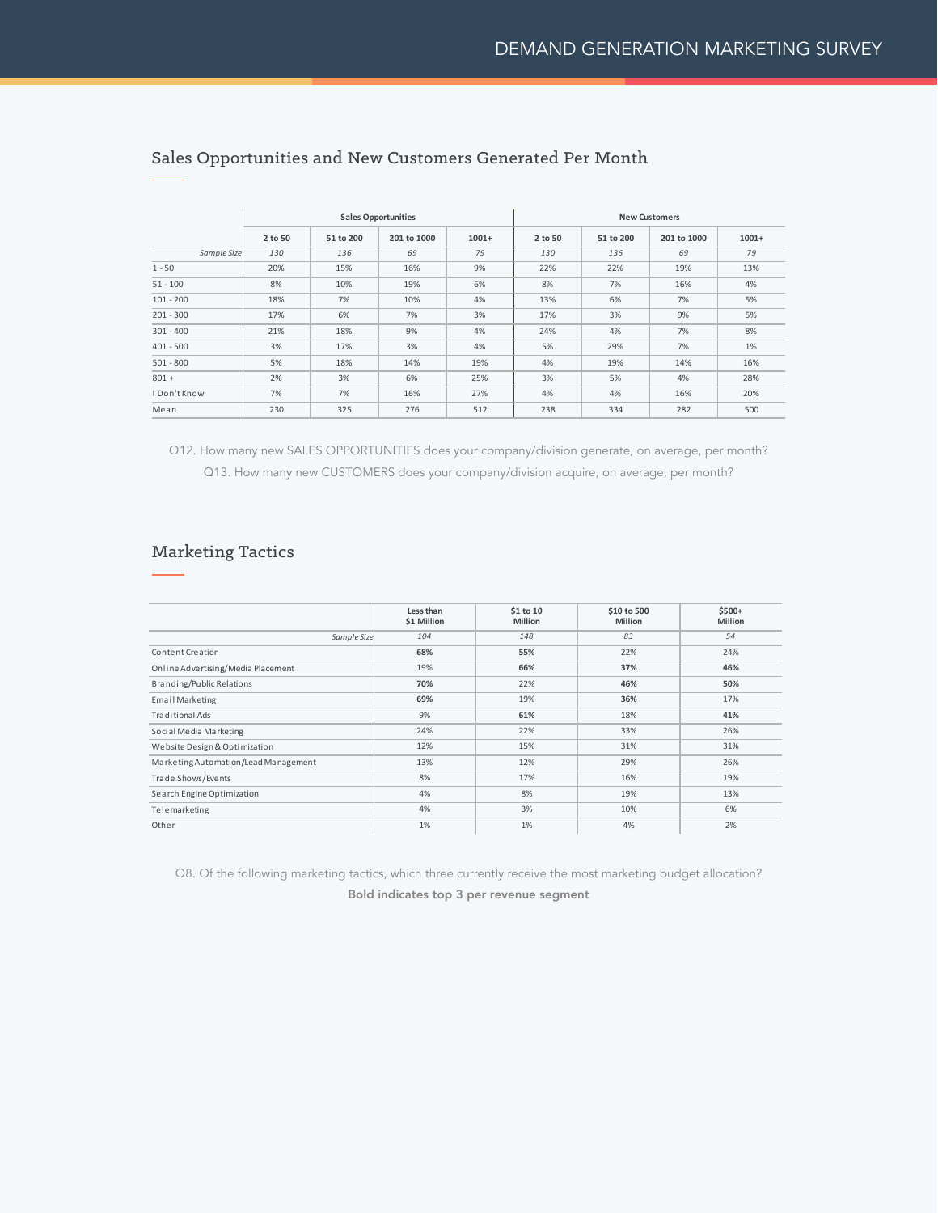## Sales Opportunities and New Customers Generated Per Month

| | Sales Opportunities | | | | New Customers | | | |
|---|---|---|---|---|---|---|---|---|
| | 2 to 50 | 51 to 200 | 201 to 1000 | 1001+ | 2 to 50 | 51 to 200 | 201 to 1000 | 1001+ |
| *Sample Size* | *130* | *136* | *69* | *79* | *130* | *136* | *69* | *79* |
| 1 - 50 | 20% | 15% | 16% | 9% | 22% | 22% | 19% | 13% |
| 51 - 100 | 8% | 10% | 19% | 6% | 8% | 7% | 16% | 4% |
| 101 - 200 | 18% | 7% | 10% | 4% | 13% | 6% | 7% | 5% |
| 201 - 300 | 17% | 6% | 7% | 3% | 17% | 3% | 9% | 5% |
| 301 - 400 | 21% | 18% | 9% | 4% | 24% | 4% | 7% | 8% |
| 401 - 500 | 3% | 17% | 3% | 4% | 5% | 29% | 7% | 1% |
| 501 - 800 | 5% | 18% | 14% | 19% | 4% | 19% | 14% | 16% |
| 801 + | 2% | 3% | 6% | 25% | 3% | 5% | 4% | 28% |
| I Don't Know | 7% | 7% | 16% | 27% | 4% | 4% | 16% | 20% |
| Mean | 230 | 325 | 276 | 512 | 238 | 334 | 282 | 500 |

Q12. How many new SALES OPPORTUNITIES does your company/division generate, on average, per month?
Q13. How many new CUSTOMERS does your company/division acquire, on average, per month?

## Marketing Tactics

| | Less than $1 Million | $1 to 10 Million | $10 to 500 Million | $500+ Million |
|---|---|---|---|---|
| *Sample Size* | *104* | *148* | *83* | *54* |
| Content Creation | **68%** | **55%** | 22% | 24% |
| Online Advertising/Media Placement | 19% | **66%** | **37%** | **46%** |
| Branding/Public Relations | **70%** | 22% | **46%** | **50%** |
| Email Marketing | **69%** | 19% | **36%** | 17% |
| Traditional Ads | 9% | **61%** | 18% | **41%** |
| Social Media Marketing | 24% | 22% | 33% | 26% |
| Website Design & Optimization | 12% | 15% | 31% | 31% |
| Marketing Automation/Lead Management | 13% | 12% | 29% | 26% |
| Trade Shows/Events | 8% | 17% | 16% | 19% |
| Search Engine Optimization | 4% | 8% | 19% | 13% |
| Telemarketing | 4% | 3% | 10% | 6% |
| Other | 1% | 1% | 4% | 2% |

Q8. Of the following marketing tactics, which three currently receive the most marketing budget allocation?

**Bold indicates top 3 per revenue segment**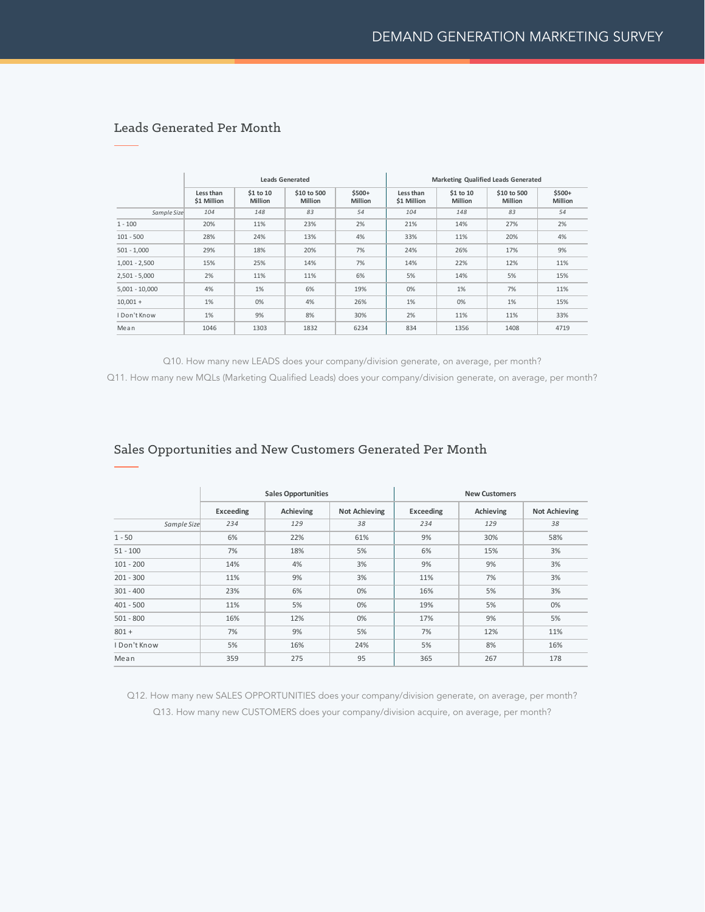## Leads Generated Per Month

| | Leads Generated | | | | Marketing Qualified Leads Generated | | | |
|---|---|---|---|---|---|---|---|---|
| | Less than $1 Million | $1 to 10 Million | $10 to 500 Million | $500+ Million | Less than $1 Million | $1 to 10 Million | $10 to 500 Million | $500+ Million |
| *Sample Size* | *104* | *148* | *83* | *54* | *104* | *148* | *83* | *54* |
| 1 - 100 | 20% | 11% | 23% | 2% | 21% | 14% | 27% | 2% |
| 101 - 500 | 28% | 24% | 13% | 4% | 33% | 11% | 20% | 4% |
| 501 - 1,000 | 29% | 18% | 20% | 7% | 24% | 26% | 17% | 9% |
| 1,001 - 2,500 | 15% | 25% | 14% | 7% | 14% | 22% | 12% | 11% |
| 2,501 - 5,000 | 2% | 11% | 11% | 6% | 5% | 14% | 5% | 15% |
| 5,001 - 10,000 | 4% | 1% | 6% | 19% | 0% | 1% | 7% | 11% |
| 10,001 + | 1% | 0% | 4% | 26% | 1% | 0% | 1% | 15% |
| I Don't Know | 1% | 9% | 8% | 30% | 2% | 11% | 11% | 33% |
| Mean | 1046 | 1303 | 1832 | 6234 | 834 | 1356 | 1408 | 4719 |

Q10. How many new LEADS does your company/division generate, on average, per month?
Q11. How many new MQLs (Marketing Qualified Leads) does your company/division generate, on average, per month?

## Sales Opportunities and New Customers Generated Per Month

| | Sales Opportunities | | | New Customers | | |
|---|---|---|---|---|---|---|
| | Exceeding | Achieving | Not Achieving | Exceeding | Achieving | Not Achieving |
| *Sample Size* | *234* | *129* | *38* | *234* | *129* | *38* |
| 1 - 50 | 6% | 22% | 61% | 9% | 30% | 58% |
| 51 - 100 | 7% | 18% | 5% | 6% | 15% | 3% |
| 101 - 200 | 14% | 4% | 3% | 9% | 9% | 3% |
| 201 - 300 | 11% | 9% | 3% | 11% | 7% | 3% |
| 301 - 400 | 23% | 6% | 0% | 16% | 5% | 3% |
| 401 - 500 | 11% | 5% | 0% | 19% | 5% | 0% |
| 501 - 800 | 16% | 12% | 0% | 17% | 9% | 5% |
| 801 + | 7% | 9% | 5% | 7% | 12% | 11% |
| I Don't Know | 5% | 16% | 24% | 5% | 8% | 16% |
| Mean | 359 | 275 | 95 | 365 | 267 | 178 |

Q12. How many new SALES OPPORTUNITIES does your company/division generate, on average, per month?
Q13. How many new CUSTOMERS does your company/division acquire, on average, per month?